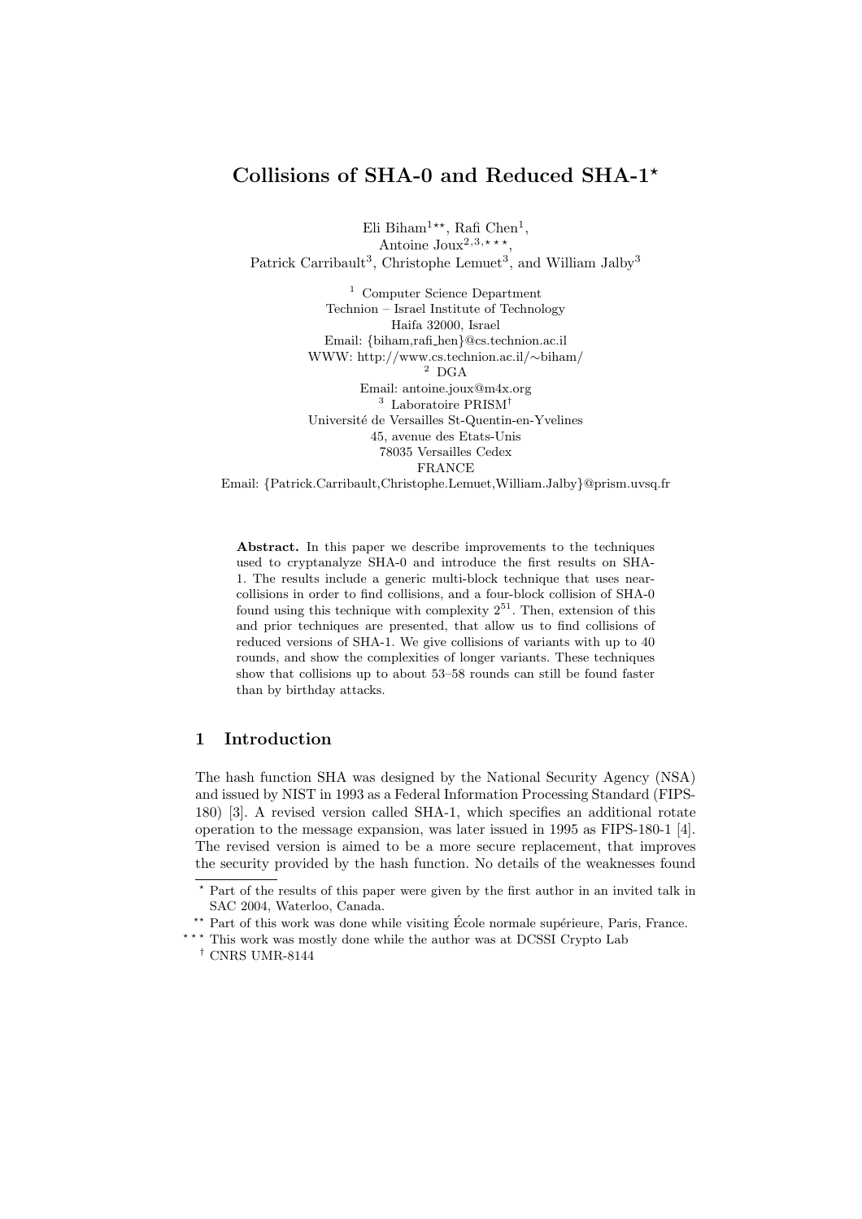# Collisions of SHA-0 and Reduced SHA-1*

Eli Biham[1**], Rafi Chen[1],
Antoine Joux[2,3,***],
Patrick Carribault[3], Christophe Lemuet[3], and William Jalby[3]

[1] Computer Science Department
Technion – Israel Institute of Technology
Haifa 32000, Israel
Email: {biham,rafi_hen}@cs.technion.ac.il
WWW: http://www.cs.technion.ac.il/~biham/

[2] DGA
Email: antoine.joux@m4x.org

[3] Laboratoire PRISM[†]
Université de Versailles St-Quentin-en-Yvelines
45, avenue des Etats-Unis
78035 Versailles Cedex
FRANCE
Email: {Patrick.Carribault,Christophe.Lemuet,William.Jalby}@prism.uvsq.fr

**Abstract.** In this paper we describe improvements to the techniques used to cryptanalyze SHA-0 and introduce the first results on SHA-1. The results include a generic multi-block technique that uses near-collisions in order to find collisions, and a four-block collision of SHA-0 found using this technique with complexity $2^{51}$. Then, extension of this and prior techniques are presented, that allow us to find collisions of reduced versions of SHA-1. We give collisions of variants with up to 40 rounds, and show the complexities of longer variants. These techniques show that collisions up to about 53–58 rounds can still be found faster than by birthday attacks.

## 1 Introduction

The hash function SHA was designed by the National Security Agency (NSA) and issued by NIST in 1993 as a Federal Information Processing Standard (FIPS-180) [3]. A revised version called SHA-1, which specifies an additional rotate operation to the message expansion, was later issued in 1995 as FIPS-180-1 [4]. The revised version is aimed to be a more secure replacement, that improves the security provided by the hash function. No details of the weaknesses found

---

* Part of the results of this paper were given by the first author in an invited talk in SAC 2004, Waterloo, Canada.

** Part of this work was done while visiting École normale supérieure, Paris, France.

*** This work was mostly done while the author was at DCSSI Crypto Lab

† CNRS UMR-8144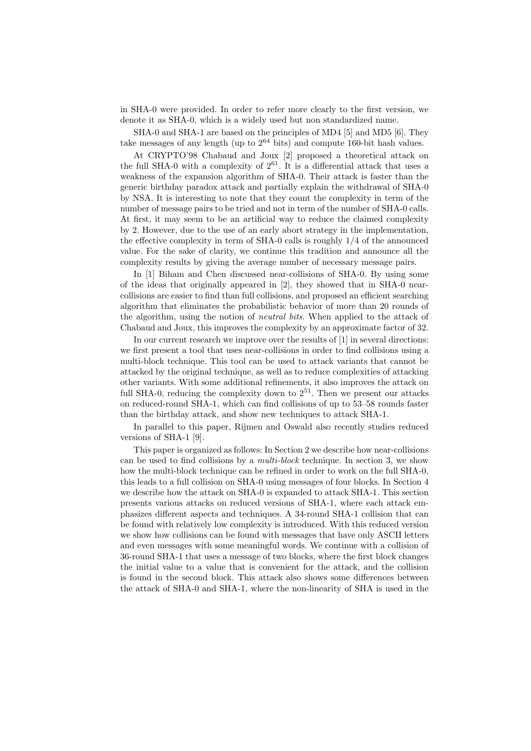in SHA-0 were provided. In order to refer more clearly to the first version, we denote it as SHA-0, which is a widely used but non standardized name.

SHA-0 and SHA-1 are based on the principles of MD4 [5] and MD5 [6]. They take messages of any length (up to $2^{64}$ bits) and compute 160-bit hash values.

At CRYPTO'98 Chabaud and Joux [2] proposed a theoretical attack on the full SHA-0 with a complexity of $2^{61}$. It is a differential attack that uses a weakness of the expansion algorithm of SHA-0. Their attack is faster than the generic birthday paradox attack and partially explain the withdrawal of SHA-0 by NSA. It is interesting to note that they count the complexity in term of the number of message pairs to be tried and not in term of the number of SHA-0 calls. At first, it may seem to be an artificial way to reduce the claimed complexity by 2. However, due to the use of an early abort strategy in the implementation, the effective complexity in term of SHA-0 calls is roughly 1/4 of the announced value. For the sake of clarity, we continue this tradition and announce all the complexity results by giving the average number of necessary message pairs.

In [1] Biham and Chen discussed near-collisions of SHA-0. By using some of the ideas that originally appeared in [2], they showed that in SHA-0 near-collisions are easier to find than full collisions, and proposed an efficient searching algorithm that eliminates the probabilistic behavior of more than 20 rounds of the algorithm, using the notion of *neutral bits*. When applied to the attack of Chabaud and Joux, this improves the complexity by an approximate factor of 32.

In our current research we improve over the results of [1] in several directions: we first present a tool that uses near-collisions in order to find collisions using a multi-block technique. This tool can be used to attack variants that cannot be attacked by the original technique, as well as to reduce complexities of attacking other variants. With some additional refinements, it also improves the attack on full SHA-0, reducing the complexity down to $2^{51}$. Then we present our attacks on reduced-round SHA-1, which can find collisions of up to 53–58 rounds faster than the birthday attack, and show new techniques to attack SHA-1.

In parallel to this paper, Rijmen and Oswald also recently studies reduced versions of SHA-1 [9].

This paper is organized as follows: In Section 2 we describe how near-collisions can be used to find collisions by a *multi-block* technique. In section 3, we show how the multi-block technique can be refined in order to work on the full SHA-0, this leads to a full collision on SHA-0 using messages of four blocks. In Section 4 we describe how the attack on SHA-0 is expanded to attack SHA-1. This section presents various attacks on reduced versions of SHA-1, where each attack emphasizes different aspects and techniques. A 34-round SHA-1 collision that can be found with relatively low complexity is introduced. With this reduced version we show how collisions can be found with messages that have only ASCII letters and even messages with some meaningful words. We continue with a collision of 36-round SHA-1 that uses a message of two blocks, where the first block changes the initial value to a value that is convenient for the attack, and the collision is found in the second block. This attack also shows some differences between the attack of SHA-0 and SHA-1, where the non-linearity of SHA is used in the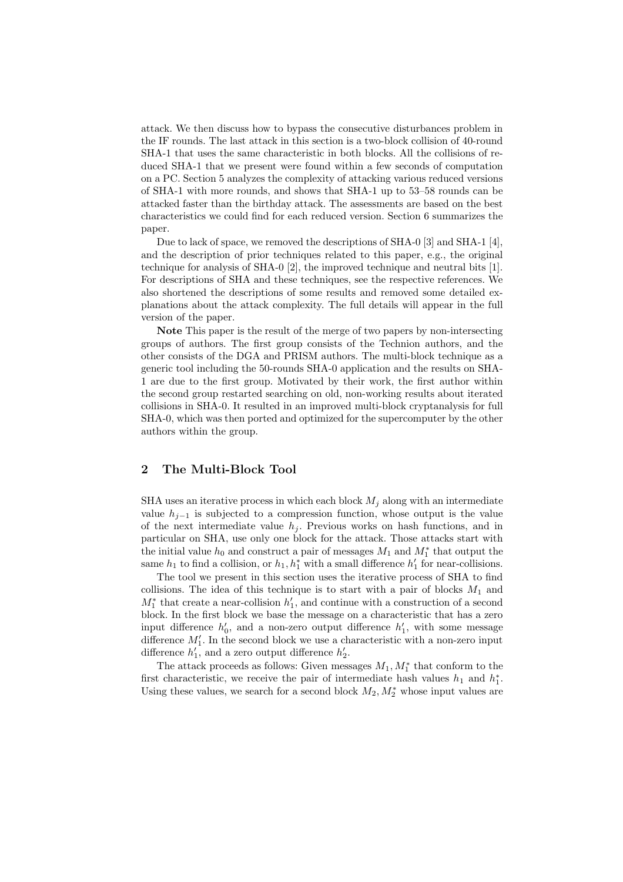attack. We then discuss how to bypass the consecutive disturbances problem in the IF rounds. The last attack in this section is a two-block collision of 40-round SHA-1 that uses the same characteristic in both blocks. All the collisions of reduced SHA-1 that we present were found within a few seconds of computation on a PC. Section 5 analyzes the complexity of attacking various reduced versions of SHA-1 with more rounds, and shows that SHA-1 up to 53–58 rounds can be attacked faster than the birthday attack. The assessments are based on the best characteristics we could find for each reduced version. Section 6 summarizes the paper.

Due to lack of space, we removed the descriptions of SHA-0 [3] and SHA-1 [4], and the description of prior techniques related to this paper, e.g., the original technique for analysis of SHA-0 [2], the improved technique and neutral bits [1]. For descriptions of SHA and these techniques, see the respective references. We also shortened the descriptions of some results and removed some detailed explanations about the attack complexity. The full details will appear in the full version of the paper.

**Note** This paper is the result of the merge of two papers by non-intersecting groups of authors. The first group consists of the Technion authors, and the other consists of the DGA and PRISM authors. The multi-block technique as a generic tool including the 50-rounds SHA-0 application and the results on SHA-1 are due to the first group. Motivated by their work, the first author within the second group restarted searching on old, non-working results about iterated collisions in SHA-0. It resulted in an improved multi-block cryptanalysis for full SHA-0, which was then ported and optimized for the supercomputer by the other authors within the group.

## 2 The Multi-Block Tool

SHA uses an iterative process in which each block $M_j$ along with an intermediate value $h_{j-1}$ is subjected to a compression function, whose output is the value of the next intermediate value $h_j$. Previous works on hash functions, and in particular on SHA, use only one block for the attack. Those attacks start with the initial value $h_0$ and construct a pair of messages $M_1$ and $M_1^*$ that output the same $h_1$ to find a collision, or $h_1, h_1^*$ with a small difference $h_1'$ for near-collisions.

The tool we present in this section uses the iterative process of SHA to find collisions. The idea of this technique is to start with a pair of blocks $M_1$ and $M_1^*$ that create a near-collision $h_1'$, and continue with a construction of a second block. In the first block we base the message on a characteristic that has a zero input difference $h_0'$, and a non-zero output difference $h_1'$, with some message difference $M_1'$. In the second block we use a characteristic with a non-zero input difference $h_1'$, and a zero output difference $h_2'$.

The attack proceeds as follows: Given messages $M_1, M_1^*$ that conform to the first characteristic, we receive the pair of intermediate hash values $h_1$ and $h_1^*$. Using these values, we search for a second block $M_2, M_2^*$ whose input values are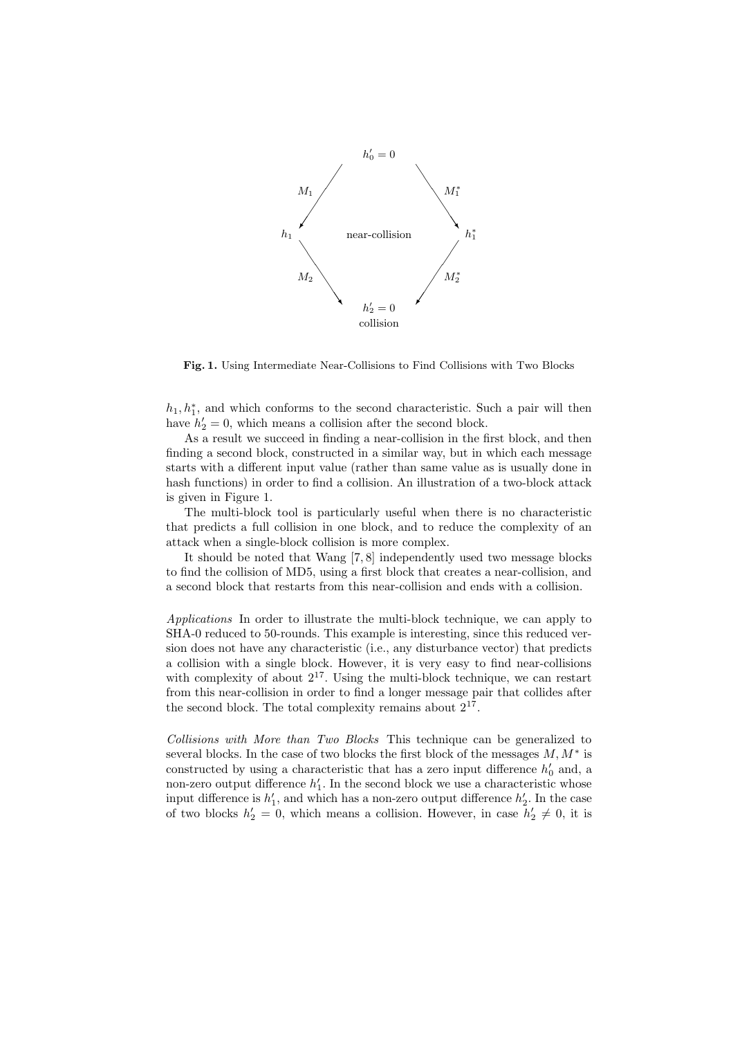**Fig. 1.** Using Intermediate Near-Collisions to Find Collisions with Two Blocks

$h_1, h_1^*$, and which conforms to the second characteristic. Such a pair will then have $h_2' = 0$, which means a collision after the second block.

As a result we succeed in finding a near-collision in the first block, and then finding a second block, constructed in a similar way, but in which each message starts with a different input value (rather than same value as is usually done in hash functions) in order to find a collision. An illustration of a two-block attack is given in Figure 1.

The multi-block tool is particularly useful when there is no characteristic that predicts a full collision in one block, and to reduce the complexity of an attack when a single-block collision is more complex.

It should be noted that Wang [7, 8] independently used two message blocks to find the collision of MD5, using a first block that creates a near-collision, and a second block that restarts from this near-collision and ends with a collision.

*Applications* In order to illustrate the multi-block technique, we can apply to SHA-0 reduced to 50-rounds. This example is interesting, since this reduced version does not have any characteristic (i.e., any disturbance vector) that predicts a collision with a single block. However, it is very easy to find near-collisions with complexity of about $2^{17}$. Using the multi-block technique, we can restart from this near-collision in order to find a longer message pair that collides after the second block. The total complexity remains about $2^{17}$.

*Collisions with More than Two Blocks* This technique can be generalized to several blocks. In the case of two blocks the first block of the messages $M, M^*$ is constructed by using a characteristic that has a zero input difference $h_0'$ and, a non-zero output difference $h_1'$. In the second block we use a characteristic whose input difference is $h_1'$, and which has a non-zero output difference $h_2'$. In the case of two blocks $h_2' = 0$, which means a collision. However, in case $h_2' \neq 0$, it is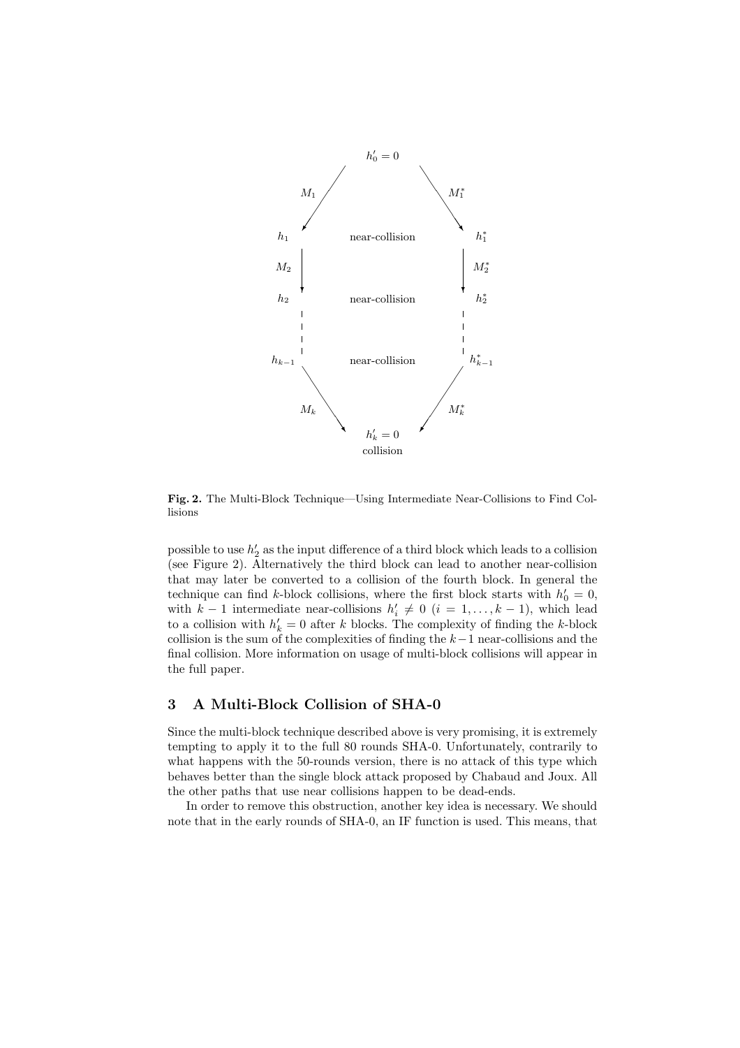**Fig. 2.** The Multi-Block Technique—Using Intermediate Near-Collisions to Find Collisions

possible to use $h'_2$ as the input difference of a third block which leads to a collision (see Figure 2). Alternatively the third block can lead to another near-collision that may later be converted to a collision of the fourth block. In general the technique can find $k$-block collisions, where the first block starts with $h'_0 = 0$, with $k-1$ intermediate near-collisions $h'_i \neq 0$ $(i = 1, \ldots, k-1)$, which lead to a collision with $h'_k = 0$ after $k$ blocks. The complexity of finding the $k$-block collision is the sum of the complexities of finding the $k-1$ near-collisions and the final collision. More information on usage of multi-block collisions will appear in the full paper.

## 3 A Multi-Block Collision of SHA-0

Since the multi-block technique described above is very promising, it is extremely tempting to apply it to the full 80 rounds SHA-0. Unfortunately, contrarily to what happens with the 50-rounds version, there is no attack of this type which behaves better than the single block attack proposed by Chabaud and Joux. All the other paths that use near collisions happen to be dead-ends.

In order to remove this obstruction, another key idea is necessary. We should note that in the early rounds of SHA-0, an IF function is used. This means, that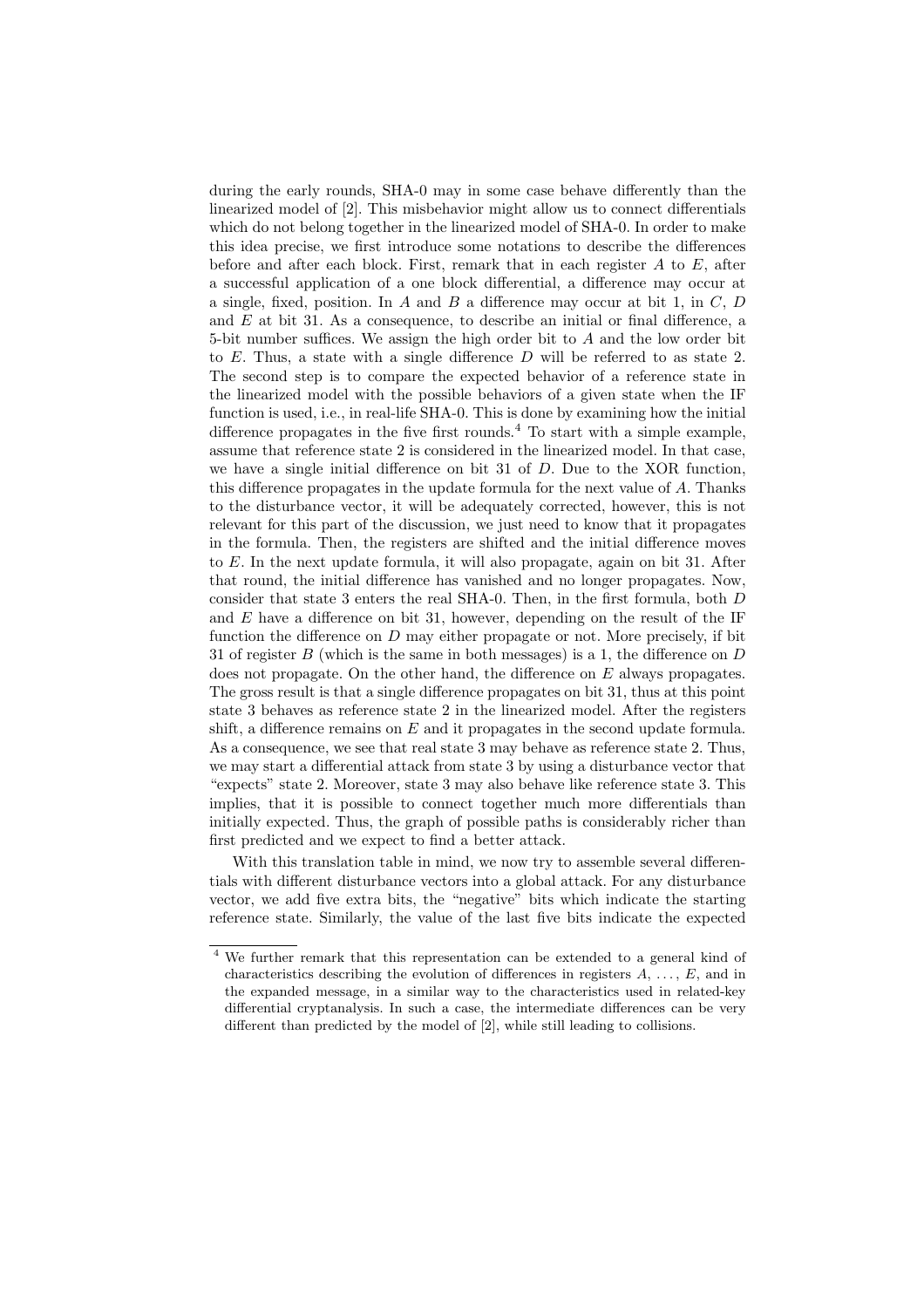during the early rounds, SHA-0 may in some case behave differently than the linearized model of [2]. This misbehavior might allow us to connect differentials which do not belong together in the linearized model of SHA-0. In order to make this idea precise, we first introduce some notations to describe the differences before and after each block. First, remark that in each register $A$ to $E$, after a successful application of a one block differential, a difference may occur at a single, fixed, position. In $A$ and $B$ a difference may occur at bit 1, in $C$, $D$ and $E$ at bit 31. As a consequence, to describe an initial or final difference, a 5-bit number suffices. We assign the high order bit to $A$ and the low order bit to $E$. Thus, a state with a single difference $D$ will be referred to as state 2. The second step is to compare the expected behavior of a reference state in the linearized model with the possible behaviors of a given state when the IF function is used, i.e., in real-life SHA-0. This is done by examining how the initial difference propagates in the five first rounds.[4] To start with a simple example, assume that reference state 2 is considered in the linearized model. In that case, we have a single initial difference on bit 31 of $D$. Due to the XOR function, this difference propagates in the update formula for the next value of $A$. Thanks to the disturbance vector, it will be adequately corrected, however, this is not relevant for this part of the discussion, we just need to know that it propagates in the formula. Then, the registers are shifted and the initial difference moves to $E$. In the next update formula, it will also propagate, again on bit 31. After that round, the initial difference has vanished and no longer propagates. Now, consider that state 3 enters the real SHA-0. Then, in the first formula, both $D$ and $E$ have a difference on bit 31, however, depending on the result of the IF function the difference on $D$ may either propagate or not. More precisely, if bit 31 of register $B$ (which is the same in both messages) is a 1, the difference on $D$ does not propagate. On the other hand, the difference on $E$ always propagates. The gross result is that a single difference propagates on bit 31, thus at this point state 3 behaves as reference state 2 in the linearized model. After the registers shift, a difference remains on $E$ and it propagates in the second update formula. As a consequence, we see that real state 3 may behave as reference state 2. Thus, we may start a differential attack from state 3 by using a disturbance vector that "expects" state 2. Moreover, state 3 may also behave like reference state 3. This implies, that it is possible to connect together much more differentials than initially expected. Thus, the graph of possible paths is considerably richer than first predicted and we expect to find a better attack.

With this translation table in mind, we now try to assemble several differentials with different disturbance vectors into a global attack. For any disturbance vector, we add five extra bits, the "negative" bits which indicate the starting reference state. Similarly, the value of the last five bits indicate the expected

[4] We further remark that this representation can be extended to a general kind of characteristics describing the evolution of differences in registers $A, \ldots, E$, and in the expanded message, in a similar way to the characteristics used in related-key differential cryptanalysis. In such a case, the intermediate differences can be very different than predicted by the model of [2], while still leading to collisions.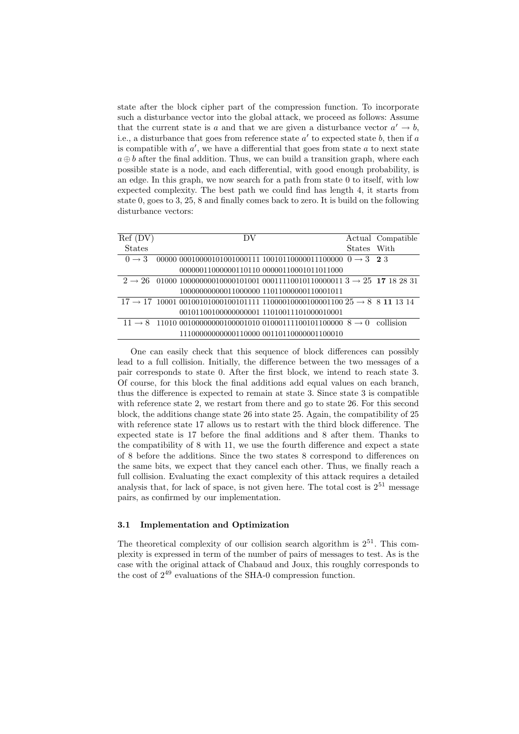state after the block cipher part of the compression function. To incorporate such a disturbance vector into the global attack, we proceed as follows: Assume that the current state is $a$ and that we are given a disturbance vector $a' \to b$, i.e., a disturbance that goes from reference state $a'$ to expected state $b$, then if $a$ is compatible with $a'$, we have a differential that goes from state $a$ to next state $a \oplus b$ after the final addition. Thus, we can build a transition graph, where each possible state is a node, and each differential, with good enough probability, is an edge. In this graph, we now search for a path from state 0 to itself, with low expected complexity. The best path we could find has length 4, it starts from state 0, goes to 3, 25, 8 and finally comes back to zero. It is build on the following disturbance vectors:

| Ref (DV) States | DV | Actual States | Compatible With |
|---|---|---|---|
| $0 \to 3$ | 00000 00010000101001000111 10010110000011100000 00000011000000110110 00000110001011011000 | $0 \to 3$ | **2** 3 |
| $2 \to 26$ | 01000 10000000010000101001 00011110010110000011 10000000000011000000 11011000000110001011 | $3 \to 25$ | **17** 18 28 31 |
| $17 \to 17$ | 10001 00100101000100101111 11000010000100001100 00101100100000000001 11010011101000010001 | $25 \to 8$ | 8 **11** 13 14 |
| $11 \to 8$ | 11010 00100000000100001010 01000111100101100000 11100000000000110000 00110110000001100010 | $8 \to 0$ | collision |

One can easily check that this sequence of block differences can possibly lead to a full collision. Initially, the difference between the two messages of a pair corresponds to state 0. After the first block, we intend to reach state 3. Of course, for this block the final additions add equal values on each branch, thus the difference is expected to remain at state 3. Since state 3 is compatible with reference state 2, we restart from there and go to state 26. For this second block, the additions change state 26 into state 25. Again, the compatibility of 25 with reference state 17 allows us to restart with the third block difference. The expected state is 17 before the final additions and 8 after them. Thanks to the compatibility of 8 with 11, we use the fourth difference and expect a state of 8 before the additions. Since the two states 8 correspond to differences on the same bits, we expect that they cancel each other. Thus, we finally reach a full collision. Evaluating the exact complexity of this attack requires a detailed analysis that, for lack of space, is not given here. The total cost is $2^{51}$ message pairs, as confirmed by our implementation.

### 3.1 Implementation and Optimization

The theoretical complexity of our collision search algorithm is $2^{51}$. This complexity is expressed in term of the number of pairs of messages to test. As is the case with the original attack of Chabaud and Joux, this roughly corresponds to the cost of $2^{49}$ evaluations of the SHA-0 compression function.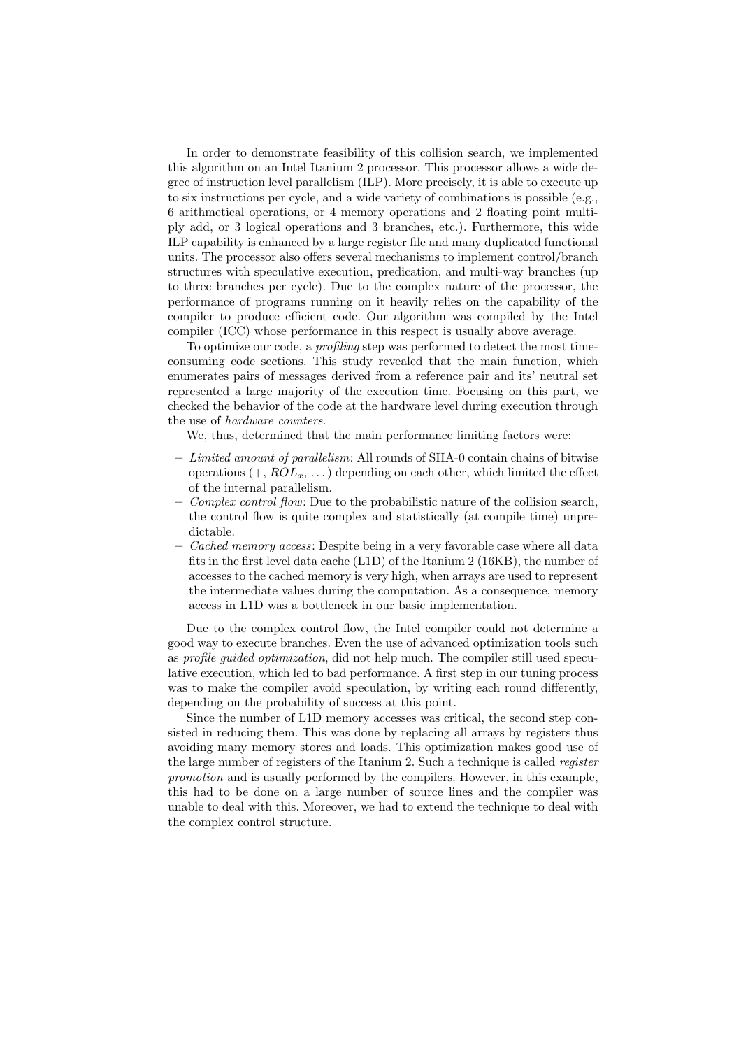In order to demonstrate feasibility of this collision search, we implemented this algorithm on an Intel Itanium 2 processor. This processor allows a wide degree of instruction level parallelism (ILP). More precisely, it is able to execute up to six instructions per cycle, and a wide variety of combinations is possible (e.g., 6 arithmetical operations, or 4 memory operations and 2 floating point multiply add, or 3 logical operations and 3 branches, etc.). Furthermore, this wide ILP capability is enhanced by a large register file and many duplicated functional units. The processor also offers several mechanisms to implement control/branch structures with speculative execution, predication, and multi-way branches (up to three branches per cycle). Due to the complex nature of the processor, the performance of programs running on it heavily relies on the capability of the compiler to produce efficient code. Our algorithm was compiled by the Intel compiler (ICC) whose performance in this respect is usually above average.

To optimize our code, a *profiling* step was performed to detect the most time-consuming code sections. This study revealed that the main function, which enumerates pairs of messages derived from a reference pair and its' neutral set represented a large majority of the execution time. Focusing on this part, we checked the behavior of the code at the hardware level during execution through the use of *hardware counters*.

We, thus, determined that the main performance limiting factors were:

- *Limited amount of parallelism*: All rounds of SHA-0 contain chains of bitwise operations ($+$, $ROL_x$, ...) depending on each other, which limited the effect of the internal parallelism.
- *Complex control flow*: Due to the probabilistic nature of the collision search, the control flow is quite complex and statistically (at compile time) unpredictable.
- *Cached memory access*: Despite being in a very favorable case where all data fits in the first level data cache (L1D) of the Itanium 2 (16KB), the number of accesses to the cached memory is very high, when arrays are used to represent the intermediate values during the computation. As a consequence, memory access in L1D was a bottleneck in our basic implementation.

Due to the complex control flow, the Intel compiler could not determine a good way to execute branches. Even the use of advanced optimization tools such as *profile guided optimization*, did not help much. The compiler still used speculative execution, which led to bad performance. A first step in our tuning process was to make the compiler avoid speculation, by writing each round differently, depending on the probability of success at this point.

Since the number of L1D memory accesses was critical, the second step consisted in reducing them. This was done by replacing all arrays by registers thus avoiding many memory stores and loads. This optimization makes good use of the large number of registers of the Itanium 2. Such a technique is called *register promotion* and is usually performed by the compilers. However, in this example, this had to be done on a large number of source lines and the compiler was unable to deal with this. Moreover, we had to extend the technique to deal with the complex control structure.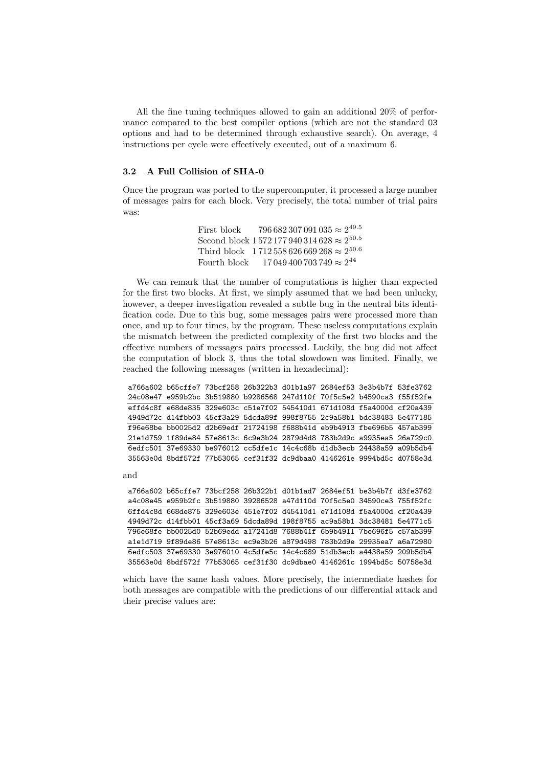All the fine tuning techniques allowed to gain an additional 20% of performance compared to the best compiler options (which are not the standard O3 options and had to be determined through exhaustive search). On average, 4 instructions per cycle were effectively executed, out of a maximum 6.

### 3.2 A Full Collision of SHA-0

Once the program was ported to the supercomputer, it processed a large number of messages pairs for each block. Very precisely, the total number of trial pairs was:

| | |
|---|---|
| First block | $796\,682\,307\,091\,035 \approx 2^{49.5}$ |
| Second block | $1\,572\,177\,940\,314\,628 \approx 2^{50.5}$ |
| Third block | $1\,712\,558\,626\,669\,268 \approx 2^{50.6}$ |
| Fourth block | $17\,049\,400\,703\,749 \approx 2^{44}$ |

We can remark that the number of computations is higher than expected for the first two blocks. At first, we simply assumed that we had been unlucky, however, a deeper investigation revealed a subtle bug in the neutral bits identification code. Due to this bug, some messages pairs were processed more than once, and up to four times, by the program. These useless computations explain the mismatch between the predicted complexity of the first two blocks and the effective numbers of messages pairs processed. Luckily, the bug did not affect the computation of block 3, thus the total slowdown was limited. Finally, we reached the following messages (written in hexadecimal):

```
a766a602 b65cffe7 73bcf258 26b322b3 d01b1a97 2684ef53 3e3b4b7f 53fe3762
24c08e47 e959b2bc 3b519880 b9286568 247d110f 70f5c5e2 b4590ca3 f55f52fe
-----------------------------------------------------------------------
effd4c8f e68de835 329e603c c51e7f02 545410d1 671d108d f5a4000d cf20a439
4949d72c d14fbb03 45cf3a29 5dcda89f 998f8755 2c9a58b1 bdc38483 5e477185
-----------------------------------------------------------------------
f96e68be bb0025d2 d2b69edf 21724198 f688b41d eb9b4913 fbe696b5 457ab399
21e1d759 1f89de84 57e8613c 6c9e3b24 2879d4d8 783b2d9c a9935ea5 26a729c0
-----------------------------------------------------------------------
6edfc501 37e69330 be976012 cc5dfe1c 14c4c68b d1db3ecb 24438a59 a09b5db4
35563e0d 8bdf572f 77b53065 cef31f32 dc9dbaa0 4146261e 9994bd5c d0758e3d
```

and

```
a766a602 b65cffe7 73bcf258 26b322b1 d01b1ad7 2684ef51 be3b4b7f d3fe3762
a4c08e45 e959b2fc 3b519880 39286528 a47d110d 70f5c5e0 34590ce3 755f52fc
-----------------------------------------------------------------------
6ffd4c8d 668de875 329e603e 451e7f02 d45410d1 e71d108d f5a4000d cf20a439
4949d72c d14fbb01 45cf3a69 5dcda89d 198f8755 ac9a58b1 3dc38481 5e4771c5
-----------------------------------------------------------------------
796e68fe bb0025d0 52b69edd a17241d8 7688b41f 6b9b4911 7be696f5 c57ab399
a1e1d719 9f89de86 57e8613c ec9e3b26 a879d498 783b2d9e 29935ea7 a6a72980
-----------------------------------------------------------------------
6edfc503 37e69330 3e976010 4c5dfe5c 14c4c689 51db3ecb a4438a59 209b5db4
35563e0d 8bdf572f 77b53065 cef31f30 dc9dbae0 4146261c 1994bd5c 50758e3d
```

which have the same hash values. More precisely, the intermediate hashes for both messages are compatible with the predictions of our differential attack and their precise values are: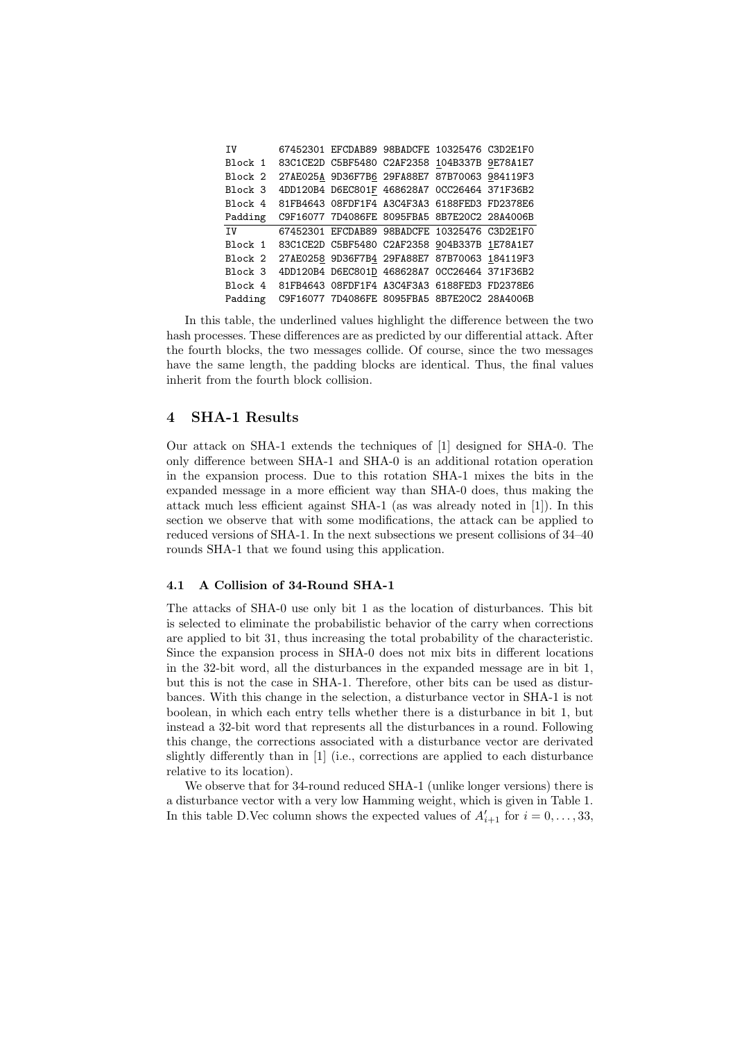| IV | 67452301 | EFCDAB89 | 98BADCFE | 10325476 | C3D2E1F0 |
|---|---|---|---|---|---|
| Block 1 | 83C1CE2D | C5BF5480 | C2AF2358 | 104B337B | 9E78A1E7 |
| Block 2 | 27AE025A | 9D36F7B6 | 29FA88E7 | 87B70063 | 984119F3 |
| Block 3 | 4DD120B4 | D6EC801F | 468628A7 | 0CC26464 | 371F36B2 |
| Block 4 | 81FB4643 | 08FDF1F4 | A3C4F3A3 | 6188FED3 | FD2378E6 |
| Padding | C9F16077 | 7D4086FE | 8095FBA5 | 8B7E20C2 | 28A4006B |
| IV | 67452301 | EFCDAB89 | 98BADCFE | 10325476 | C3D2E1F0 |
| Block 1 | 83C1CE2D | C5BF5480 | C2AF2358 | 904B337B | 1E78A1E7 |
| Block 2 | 27AE0258 | 9D36F7B4 | 29FA88E7 | 87B70063 | 184119F3 |
| Block 3 | 4DD120B4 | D6EC801D | 468628A7 | 0CC26464 | 371F36B2 |
| Block 4 | 81FB4643 | 08FDF1F4 | A3C4F3A3 | 6188FED3 | FD2378E6 |
| Padding | C9F16077 | 7D4086FE | 8095FBA5 | 8B7E20C2 | 28A4006B |

In this table, the underlined values highlight the difference between the two hash processes. These differences are as predicted by our differential attack. After the fourth blocks, the two messages collide. Of course, since the two messages have the same length, the padding blocks are identical. Thus, the final values inherit from the fourth block collision.

## 4 SHA-1 Results

Our attack on SHA-1 extends the techniques of [1] designed for SHA-0. The only difference between SHA-1 and SHA-0 is an additional rotation operation in the expansion process. Due to this rotation SHA-1 mixes the bits in the expanded message in a more efficient way than SHA-0 does, thus making the attack much less efficient against SHA-1 (as was already noted in [1]). In this section we observe that with some modifications, the attack can be applied to reduced versions of SHA-1. In the next subsections we present collisions of 34–40 rounds SHA-1 that we found using this application.

### 4.1 A Collision of 34-Round SHA-1

The attacks of SHA-0 use only bit 1 as the location of disturbances. This bit is selected to eliminate the probabilistic behavior of the carry when corrections are applied to bit 31, thus increasing the total probability of the characteristic. Since the expansion process in SHA-0 does not mix bits in different locations in the 32-bit word, all the disturbances in the expanded message are in bit 1, but this is not the case in SHA-1. Therefore, other bits can be used as disturbances. With this change in the selection, a disturbance vector in SHA-1 is not boolean, in which each entry tells whether there is a disturbance in bit 1, but instead a 32-bit word that represents all the disturbances in a round. Following this change, the corrections associated with a disturbance vector are derivated slightly differently than in [1] (i.e., corrections are applied to each disturbance relative to its location).

We observe that for 34-round reduced SHA-1 (unlike longer versions) there is a disturbance vector with a very low Hamming weight, which is given in Table 1. In this table D.Vec column shows the expected values of $A'_{i+1}$ for $i = 0, \ldots, 33$,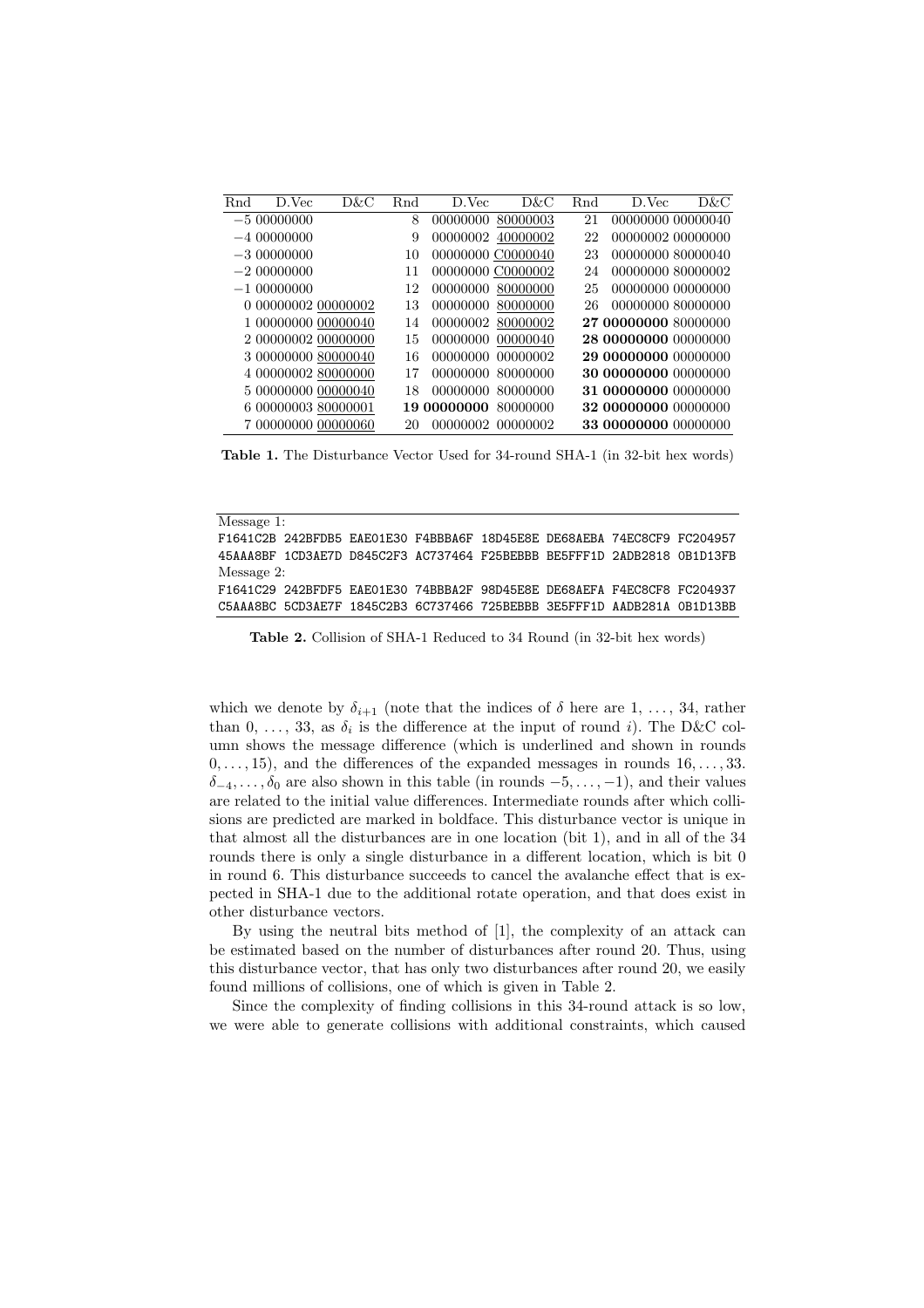| Rnd | D.Vec | D&C | Rnd | D.Vec | D&C | Rnd | D.Vec | D&C |
|---|---|---|---|---|---|---|---|---|
| −5 | 00000000 | | 8 | 00000000 | 80000003 | 21 | 00000000 | 00000040 |
| −4 | 00000000 | | 9 | 00000002 | 40000002 | 22 | 00000002 | 00000000 |
| −3 | 00000000 | | 10 | 00000000 | C0000040 | 23 | 00000000 | 80000040 |
| −2 | 00000000 | | 11 | 00000000 | C0000002 | 24 | 00000000 | 80000002 |
| −1 | 00000000 | | 12 | 00000000 | 80000000 | 25 | 00000000 | 00000000 |
| 0 | 00000002 | 00000002 | 13 | 00000000 | 80000000 | 26 | 00000000 | 80000000 |
| 1 | 00000000 | 00000040 | 14 | 00000002 | 80000002 | **27** | **00000000** | 80000000 |
| 2 | 00000002 | 00000000 | 15 | 00000000 | 00000040 | **28** | **00000000** | 00000000 |
| 3 | 00000000 | 80000040 | 16 | 00000000 | 00000002 | **29** | **00000000** | 00000000 |
| 4 | 00000002 | 80000000 | 17 | 00000000 | 80000000 | **30** | **00000000** | 00000000 |
| 5 | 00000000 | 00000040 | 18 | 00000000 | 80000000 | **31** | **00000000** | 00000000 |
| 6 | 00000003 | 80000001 | **19** | **00000000** | 80000000 | **32** | **00000000** | 00000000 |
| 7 | 00000000 | 00000060 | 20 | 00000002 | 00000002 | **33** | **00000000** | 00000000 |

**Table 1.** The Disturbance Vector Used for 34-round SHA-1 (in 32-bit hex words)

```
Message 1:
F1641C2B 242BFDB5 EAE01E30 F4BBBA6F 18D45E8E DE68AEBA 74EC8CF9 FC204957
45AAA8BF 1CD3AE7D D845C2F3 AC737464 F25BEBBB BE5FFF1D 2ADB2818 0B1D13FB
Message 2:
F1641C29 242BFDF5 EAE01E30 74BBBA2F 98D45E8E DE68AEFA F4EC8CF8 FC204937
C5AAA8BC 5CD3AE7F 1845C2B3 6C737466 725BEBBB 3E5FFF1D AADB281A 0B1D13BB
```

**Table 2.** Collision of SHA-1 Reduced to 34 Round (in 32-bit hex words)

which we denote by $\delta_{i+1}$ (note that the indices of $\delta$ here are $1, \ldots, 34$, rather than $0, \ldots, 33$, as $\delta_i$ is the difference at the input of round $i$). The D&C column shows the message difference (which is underlined and shown in rounds $0, \ldots, 15$), and the differences of the expanded messages in rounds $16, \ldots, 33$. $\delta_{-4}, \ldots, \delta_0$ are also shown in this table (in rounds $-5, \ldots, -1$), and their values are related to the initial value differences. Intermediate rounds after which collisions are predicted are marked in boldface. This disturbance vector is unique in that almost all the disturbances are in one location (bit 1), and in all of the 34 rounds there is only a single disturbance in a different location, which is bit 0 in round 6. This disturbance succeeds to cancel the avalanche effect that is expected in SHA-1 due to the additional rotate operation, and that does exist in other disturbance vectors.

By using the neutral bits method of [1], the complexity of an attack can be estimated based on the number of disturbances after round 20. Thus, using this disturbance vector, that has only two disturbances after round 20, we easily found millions of collisions, one of which is given in Table 2.

Since the complexity of finding collisions in this 34-round attack is so low, we were able to generate collisions with additional constraints, which caused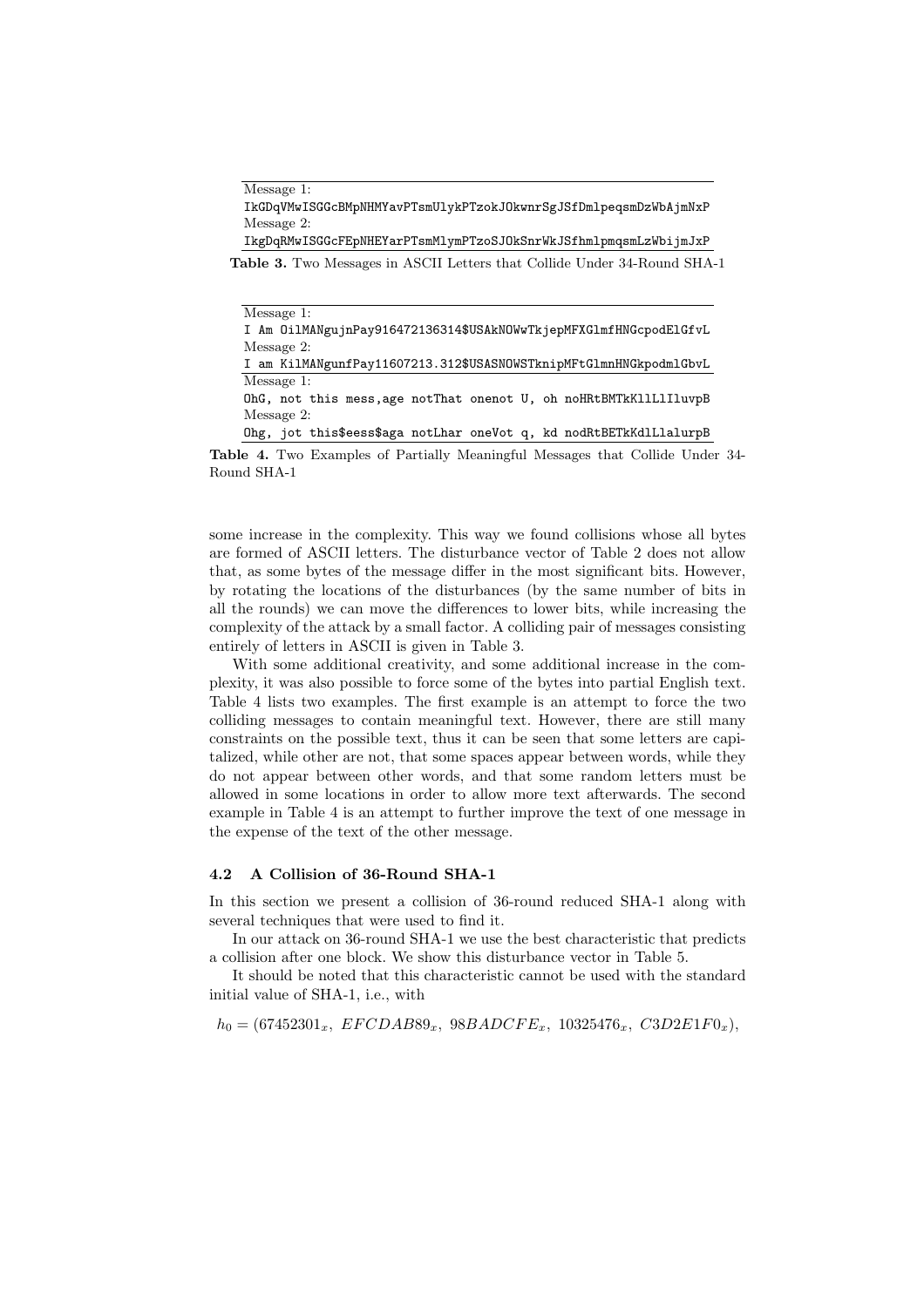| Message 1: |
|---|
| `IkGDqVMwISGGcBMpNHMYavPTsmUlykPTzokJOkwnrSgJSfDmlpeqsmDzWbAjmNxP` |
| Message 2: |
| `IkgDqRMwISGGcFEpNHEYarPTsmMlymPTzoSJOkSnrWkJSfhmlpmqsmLzWbijmJxP` |

**Table 3.** Two Messages in ASCII Letters that Collide Under 34-Round SHA-1

| Message 1: |
|---|
| `I Am OilMANgujnPay916472136314$USAkNOWwTkjepMFXGlmfHNGcpodElGfvL` |
| Message 2: |
| `I am KilMANgunfPay11607213.312$USASNOWSTknipMFtGlmnHNGkpodmlGbvL` |
| Message 1: |
| `OhG, not this mess,age notThat onenot U, oh noHRtBMTkKllLlIluvpB` |
| Message 2: |
| `Ohg, jot this$eess$aga notLhar oneVot q, kd nodRtBETkKdlLlalurpB` |

**Table 4.** Two Examples of Partially Meaningful Messages that Collide Under 34-Round SHA-1

some increase in the complexity. This way we found collisions whose all bytes are formed of ASCII letters. The disturbance vector of Table 2 does not allow that, as some bytes of the message differ in the most significant bits. However, by rotating the locations of the disturbances (by the same number of bits in all the rounds) we can move the differences to lower bits, while increasing the complexity of the attack by a small factor. A colliding pair of messages consisting entirely of letters in ASCII is given in Table 3.

With some additional creativity, and some additional increase in the complexity, it was also possible to force some of the bytes into partial English text. Table 4 lists two examples. The first example is an attempt to force the two colliding messages to contain meaningful text. However, there are still many constraints on the possible text, thus it can be seen that some letters are capitalized, while other are not, that some spaces appear between words, while they do not appear between other words, and that some random letters must be allowed in some locations in order to allow more text afterwards. The second example in Table 4 is an attempt to further improve the text of one message in the expense of the text of the other message.

### 4.2 A Collision of 36-Round SHA-1

In this section we present a collision of 36-round reduced SHA-1 along with several techniques that were used to find it.

In our attack on 36-round SHA-1 we use the best characteristic that predicts a collision after one block. We show this disturbance vector in Table 5.

It should be noted that this characteristic cannot be used with the standard initial value of SHA-1, i.e., with

$$h_0 = (67452301_x,\ EFCDAB89_x,\ 98BADCFE_x,\ 10325476_x,\ C3D2E1F0_x),$$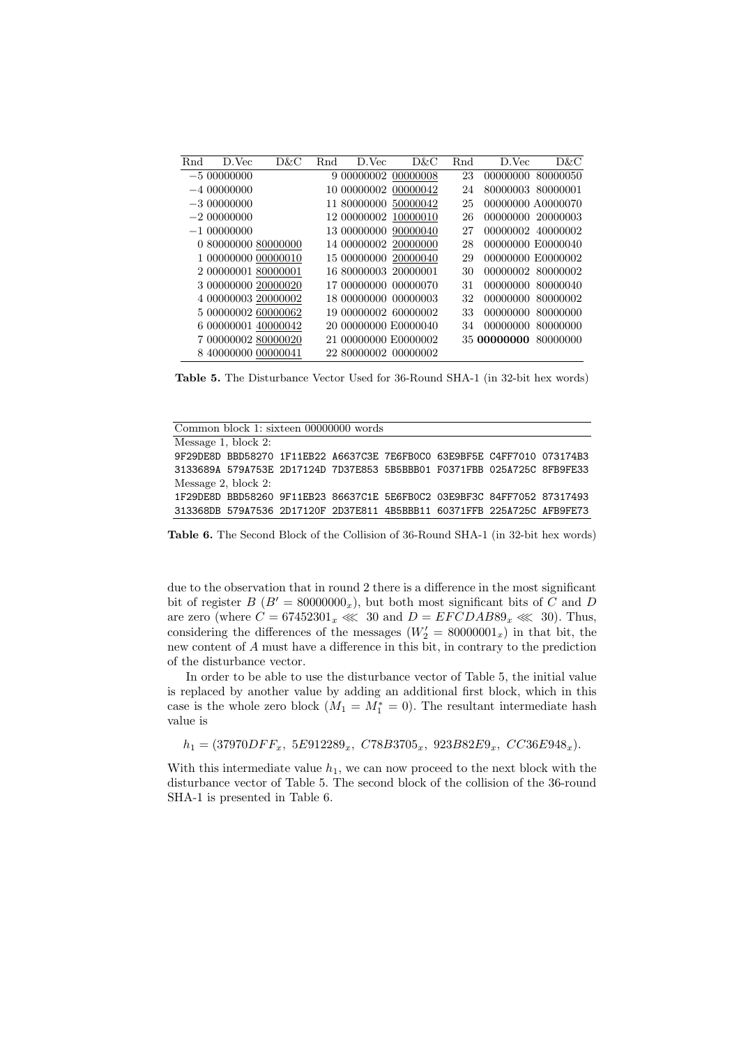| Rnd | D.Vec | D&C | Rnd | D.Vec | D&C | Rnd | D.Vec | D&C |
|---|---|---|---|---|---|---|---|---|
| −5 | 00000000 | | 9 | 00000002 | 00000008 | 23 | 00000000 | 80000050 |
| −4 | 00000000 | | 10 | 00000002 | 00000042 | 24 | 80000003 | 80000001 |
| −3 | 00000000 | | 11 | 80000000 | 50000042 | 25 | 00000000 | A0000070 |
| −2 | 00000000 | | 12 | 00000002 | 10000010 | 26 | 00000000 | 20000003 |
| −1 | 00000000 | | 13 | 00000000 | 90000040 | 27 | 00000002 | 40000002 |
| 0 | 80000000 | 80000000 | 14 | 00000002 | 20000000 | 28 | 00000000 | E0000040 |
| 1 | 00000000 | 00000010 | 15 | 00000000 | 20000040 | 29 | 00000000 | E0000002 |
| 2 | 00000001 | 80000001 | 16 | 80000003 | 20000001 | 30 | 00000002 | 80000002 |
| 3 | 00000000 | 20000020 | 17 | 00000000 | 00000070 | 31 | 00000000 | 80000040 |
| 4 | 00000003 | 20000002 | 18 | 00000000 | 00000003 | 32 | 00000000 | 80000002 |
| 5 | 00000002 | 60000062 | 19 | 00000002 | 60000002 | 33 | 00000000 | 80000000 |
| 6 | 00000001 | 40000042 | 20 | 00000000 | E0000040 | 34 | 00000000 | 80000000 |
| 7 | 00000002 | 80000020 | 21 | 00000000 | E0000002 | 35 | **00000000** | 80000000 |
| 8 | 40000000 | 00000041 | 22 | 80000002 | 00000002 | | | |

**Table 5.** The Disturbance Vector Used for 36-Round SHA-1 (in 32-bit hex words)

| Common block 1: sixteen 00000000 words |
|---|
| Message 1, block 2: |
| 9F29DE8D BBD58270 1F11EB22 A6637C3E 7E6FB0C0 63E9BF5E C4FF7010 073174B3 |
| 3133689A 579A753E 2D17124D 7D37E853 5B5BBB01 F0371FBB 025A725C 8FB9FE33 |
| Message 2, block 2: |
| 1F29DE8D BBD58260 9F11EB23 86637C1E 5E6FB0C2 03E9BF3C 84FF7052 87317493 |
| 313368DB 579A7536 2D17120F 2D37E811 4B5BBB11 60371FFB 225A725C AFB9FE73 |

**Table 6.** The Second Block of the Collision of 36-Round SHA-1 (in 32-bit hex words)

due to the observation that in round 2 there is a difference in the most significant bit of register $B$ ($B' = 80000000_x$), but both most significant bits of $C$ and $D$ are zero (where $C = 67452301_x \lll 30$ and $D = EFCDAB89_x \lll 30$). Thus, considering the differences of the messages ($W'_2 = 80000001_x$) in that bit, the new content of $A$ must have a difference in this bit, in contrary to the prediction of the disturbance vector.

In order to be able to use the disturbance vector of Table 5, the initial value is replaced by another value by adding an additional first block, which in this case is the whole zero block ($M_1 = M_1^* = 0$). The resultant intermediate hash value is

$$h_1 = (37970DFF_x,\ 5E912289_x,\ C78B3705_x,\ 923B82E9_x,\ CC36E948_x).$$

With this intermediate value $h_1$, we can now proceed to the next block with the disturbance vector of Table 5. The second block of the collision of the 36-round SHA-1 is presented in Table 6.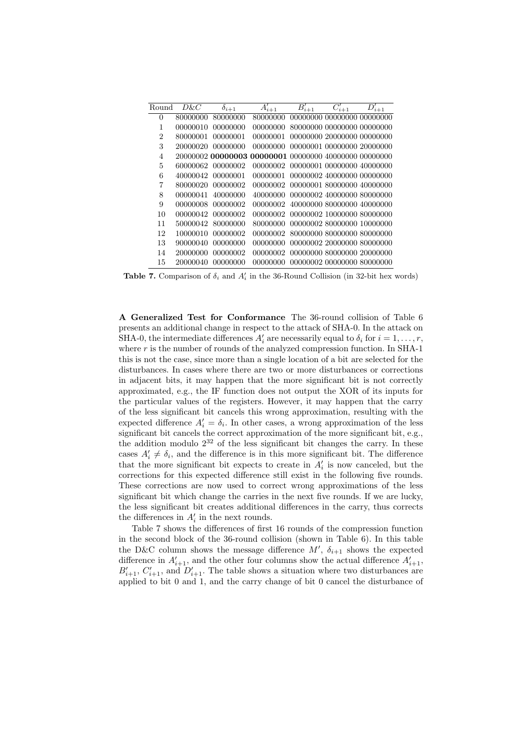| Round | $D\&C$ | $\delta_{i+1}$ | $A'_{i+1}$ | $B'_{i+1}$ | $C'_{i+1}$ | $D'_{i+1}$ |
|---|---|---|---|---|---|---|
| 0 | 80000000 | 80000000 | 80000000 | 00000000 | 00000000 | 00000000 |
| 1 | 00000010 | 00000000 | 00000000 | 80000000 | 00000000 | 00000000 |
| 2 | 80000001 | 00000001 | 00000001 | 00000000 | 20000000 | 00000000 |
| 3 | 20000020 | 00000000 | 00000000 | 00000001 | 00000000 | 20000000 |
| 4 | 20000002 | **00000003** | **00000001** | 00000000 | 40000000 | 00000000 |
| 5 | 60000062 | 00000002 | 00000002 | 00000001 | 00000000 | 40000000 |
| 6 | 40000042 | 00000001 | 00000001 | 00000002 | 40000000 | 00000000 |
| 7 | 80000020 | 00000002 | 00000002 | 00000001 | 80000000 | 40000000 |
| 8 | 00000041 | 40000000 | 40000000 | 00000002 | 40000000 | 80000000 |
| 9 | 00000008 | 00000002 | 00000002 | 40000000 | 80000000 | 40000000 |
| 10 | 00000042 | 00000002 | 00000002 | 00000002 | 10000000 | 80000000 |
| 11 | 50000042 | 80000000 | 80000000 | 00000002 | 80000000 | 10000000 |
| 12 | 10000010 | 00000002 | 00000002 | 80000000 | 80000000 | 80000000 |
| 13 | 90000040 | 00000000 | 00000000 | 00000002 | 20000000 | 80000000 |
| 14 | 20000000 | 00000002 | 00000002 | 00000000 | 80000000 | 20000000 |
| 15 | 20000040 | 00000000 | 00000000 | 00000002 | 00000000 | 80000000 |

**Table 7.** Comparison of $\delta_i$ and $A'_i$ in the 36-Round Collision (in 32-bit hex words)

**A Generalized Test for Conformance** The 36-round collision of Table 6 presents an additional change in respect to the attack of SHA-0. In the attack on SHA-0, the intermediate differences $A'_i$ are necessarily equal to $\delta_i$ for $i = 1, \ldots, r$, where $r$ is the number of rounds of the analyzed compression function. In SHA-1 this is not the case, since more than a single location of a bit are selected for the disturbances. In cases where there are two or more disturbances or corrections in adjacent bits, it may happen that the more significant bit is not correctly approximated, e.g., the IF function does not output the XOR of its inputs for the particular values of the registers. However, it may happen that the carry of the less significant bit cancels this wrong approximation, resulting with the expected difference $A'_i = \delta_i$. In other cases, a wrong approximation of the less significant bit cancels the correct approximation of the more significant bit, e.g., the addition modulo $2^{32}$ of the less significant bit changes the carry. In these cases $A'_i \neq \delta_i$, and the difference is in this more significant bit. The difference that the more significant bit expects to create in $A'_i$ is now canceled, but the corrections for this expected difference still exist in the following five rounds. These corrections are now used to correct wrong approximations of the less significant bit which change the carries in the next five rounds. If we are lucky, the less significant bit creates additional differences in the carry, thus corrects the differences in $A'_i$ in the next rounds.

Table 7 shows the differences of first 16 rounds of the compression function in the second block of the 36-round collision (shown in Table 6). In this table the D&C column shows the message difference $M'$, $\delta_{i+1}$ shows the expected difference in $A'_{i+1}$, and the other four columns show the actual difference $A'_{i+1}$, $B'_{i+1}$, $C'_{i+1}$, and $D'_{i+1}$. The table shows a situation where two disturbances are applied to bit 0 and 1, and the carry change of bit 0 cancel the disturbance of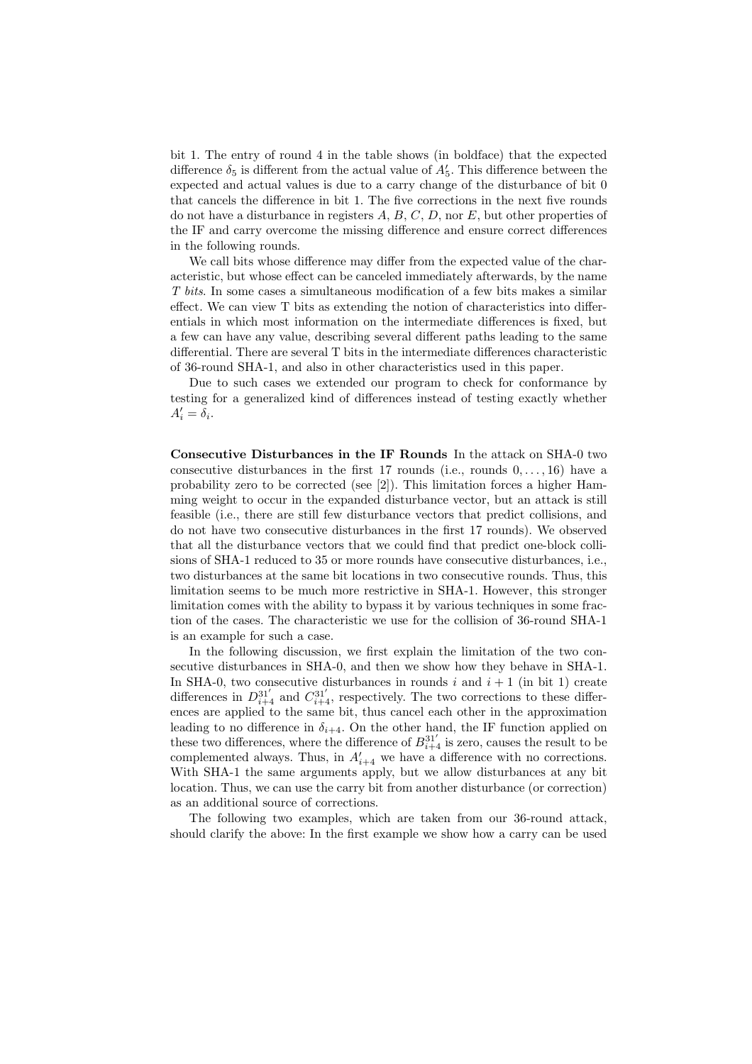bit 1. The entry of round 4 in the table shows (in boldface) that the expected difference $\delta_5$ is different from the actual value of $A'_5$. This difference between the expected and actual values is due to a carry change of the disturbance of bit 0 that cancels the difference in bit 1. The five corrections in the next five rounds do not have a disturbance in registers $A$, $B$, $C$, $D$, nor $E$, but other properties of the IF and carry overcome the missing difference and ensure correct differences in the following rounds.

We call bits whose difference may differ from the expected value of the characteristic, but whose effect can be canceled immediately afterwards, by the name *T bits*. In some cases a simultaneous modification of a few bits makes a similar effect. We can view T bits as extending the notion of characteristics into differentials in which most information on the intermediate differences is fixed, but a few can have any value, describing several different paths leading to the same differential. There are several T bits in the intermediate differences characteristic of 36-round SHA-1, and also in other characteristics used in this paper.

Due to such cases we extended our program to check for conformance by testing for a generalized kind of differences instead of testing exactly whether $A'_i = \delta_i$.

**Consecutive Disturbances in the IF Rounds** In the attack on SHA-0 two consecutive disturbances in the first 17 rounds (i.e., rounds $0, \ldots, 16$) have a probability zero to be corrected (see [2]). This limitation forces a higher Hamming weight to occur in the expanded disturbance vector, but an attack is still feasible (i.e., there are still few disturbance vectors that predict collisions, and do not have two consecutive disturbances in the first 17 rounds). We observed that all the disturbance vectors that we could find that predict one-block collisions of SHA-1 reduced to 35 or more rounds have consecutive disturbances, i.e., two disturbances at the same bit locations in two consecutive rounds. Thus, this limitation seems to be much more restrictive in SHA-1. However, this stronger limitation comes with the ability to bypass it by various techniques in some fraction of the cases. The characteristic we use for the collision of 36-round SHA-1 is an example for such a case.

In the following discussion, we first explain the limitation of the two consecutive disturbances in SHA-0, and then we show how they behave in SHA-1. In SHA-0, two consecutive disturbances in rounds $i$ and $i+1$ (in bit 1) create differences in $D^{31'}_{i+4}$ and $C^{31'}_{i+4}$, respectively. The two corrections to these differences are applied to the same bit, thus cancel each other in the approximation leading to no difference in $\delta_{i+4}$. On the other hand, the IF function applied on these two differences, where the difference of $B^{31'}_{i+4}$ is zero, causes the result to be complemented always. Thus, in $A'_{i+4}$ we have a difference with no corrections. With SHA-1 the same arguments apply, but we allow disturbances at any bit location. Thus, we can use the carry bit from another disturbance (or correction) as an additional source of corrections.

The following two examples, which are taken from our 36-round attack, should clarify the above: In the first example we show how a carry can be used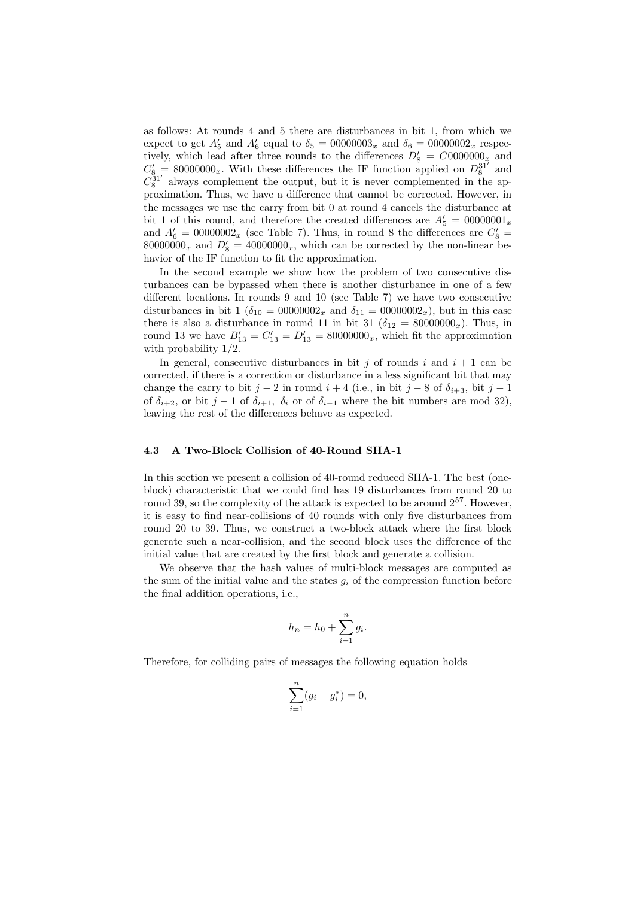as follows: At rounds 4 and 5 there are disturbances in bit 1, from which we expect to get $A'_5$ and $A'_6$ equal to $\delta_5 = 00000003_x$ and $\delta_6 = 00000002_x$ respectively, which lead after three rounds to the differences $D'_8 = C0000000_x$ and $C'_8 = 80000000_x$. With these differences the IF function applied on $D_8^{31'}$ and $C_8^{31'}$ always complement the output, but it is never complemented in the approximation. Thus, we have a difference that cannot be corrected. However, in the messages we use the carry from bit 0 at round 4 cancels the disturbance at bit 1 of this round, and therefore the created differences are $A'_5 = 00000001_x$ and $A'_6 = 00000002_x$ (see Table 7). Thus, in round 8 the differences are $C'_8 = 80000000_x$ and $D'_8 = 40000000_x$, which can be corrected by the non-linear behavior of the IF function to fit the approximation.

In the second example we show how the problem of two consecutive disturbances can be bypassed when there is another disturbance in one of a few different locations. In rounds 9 and 10 (see Table 7) we have two consecutive disturbances in bit 1 ($\delta_{10} = 00000002_x$ and $\delta_{11} = 00000002_x$), but in this case there is also a disturbance in round 11 in bit 31 ($\delta_{12} = 80000000_x$). Thus, in round 13 we have $B'_{13} = C'_{13} = D'_{13} = 80000000_x$, which fit the approximation with probability 1/2.

In general, consecutive disturbances in bit $j$ of rounds $i$ and $i+1$ can be corrected, if there is a correction or disturbance in a less significant bit that may change the carry to bit $j-2$ in round $i+4$ (i.e., in bit $j-8$ of $\delta_{i+3}$, bit $j-1$ of $\delta_{i+2}$, or bit $j-1$ of $\delta_{i+1}$, $\delta_i$ or of $\delta_{i-1}$ where the bit numbers are mod 32), leaving the rest of the differences behave as expected.

### 4.3 A Two-Block Collision of 40-Round SHA-1

In this section we present a collision of 40-round reduced SHA-1. The best (one-block) characteristic that we could find has 19 disturbances from round 20 to round 39, so the complexity of the attack is expected to be around $2^{57}$. However, it is easy to find near-collisions of 40 rounds with only five disturbances from round 20 to 39. Thus, we construct a two-block attack where the first block generate such a near-collision, and the second block uses the difference of the initial value that are created by the first block and generate a collision.

We observe that the hash values of multi-block messages are computed as the sum of the initial value and the states $g_i$ of the compression function before the final addition operations, i.e.,

$$h_n = h_0 + \sum_{i=1}^{n} g_i.$$

Therefore, for colliding pairs of messages the following equation holds

$$\sum_{i=1}^{n}(g_i - g_i^*) = 0,$$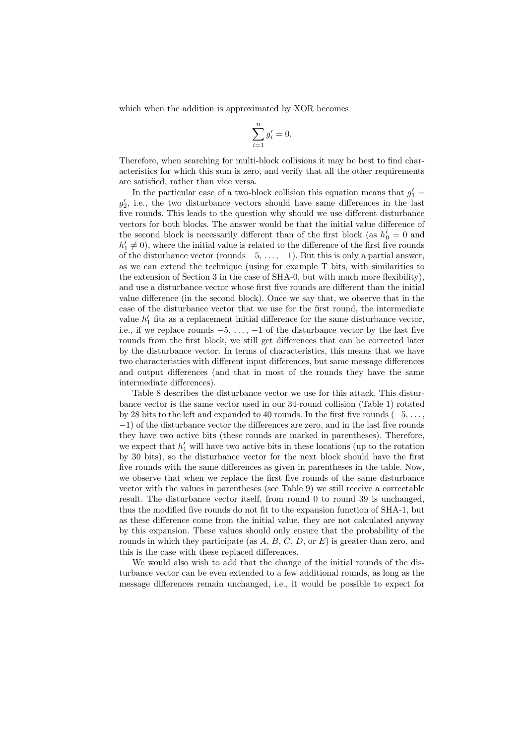which when the addition is approximated by XOR becomes

$$\sum_{i=1}^{n} g'_i = 0.$$

Therefore, when searching for multi-block collisions it may be best to find characteristics for which this sum is zero, and verify that all the other requirements are satisfied, rather than vice versa.

In the particular case of a two-block collision this equation means that $g'_1 = g'_2$, i.e., the two disturbance vectors should have same differences in the last five rounds. This leads to the question why should we use different disturbance vectors for both blocks. The answer would be that the initial value difference of the second block is necessarily different than of the first block (as $h'_0 = 0$ and $h'_1 \neq 0$), where the initial value is related to the difference of the first five rounds of the disturbance vector (rounds $-5, \ldots, -1$). But this is only a partial answer, as we can extend the technique (using for example T bits, with similarities to the extension of Section 3 in the case of SHA-0, but with much more flexibility), and use a disturbance vector whose first five rounds are different than the initial value difference (in the second block). Once we say that, we observe that in the case of the disturbance vector that we use for the first round, the intermediate value $h'_1$ fits as a replacement initial difference for the same disturbance vector, i.e., if we replace rounds $-5, \ldots, -1$ of the disturbance vector by the last five rounds from the first block, we still get differences that can be corrected later by the disturbance vector. In terms of characteristics, this means that we have two characteristics with different input differences, but same message differences and output differences (and that in most of the rounds they have the same intermediate differences).

Table 8 describes the disturbance vector we use for this attack. This disturbance vector is the same vector used in our 34-round collision (Table 1) rotated by 28 bits to the left and expanded to 40 rounds. In the first five rounds ($-5, \ldots, -1$) of the disturbance vector the differences are zero, and in the last five rounds they have two active bits (these rounds are marked in parentheses). Therefore, we expect that $h'_1$ will have two active bits in these locations (up to the rotation by 30 bits), so the disturbance vector for the next block should have the first five rounds with the same differences as given in parentheses in the table. Now, we observe that when we replace the first five rounds of the same disturbance vector with the values in parentheses (see Table 9) we still receive a correctable result. The disturbance vector itself, from round 0 to round 39 is unchanged, thus the modified five rounds do not fit to the expansion function of SHA-1, but as these difference come from the initial value, they are not calculated anyway by this expansion. These values should only ensure that the probability of the rounds in which they participate (as $A$, $B$, $C$, $D$, or $E$) is greater than zero, and this is the case with these replaced differences.

We would also wish to add that the change of the initial rounds of the disturbance vector can be even extended to a few additional rounds, as long as the message differences remain unchanged, i.e., it would be possible to expect for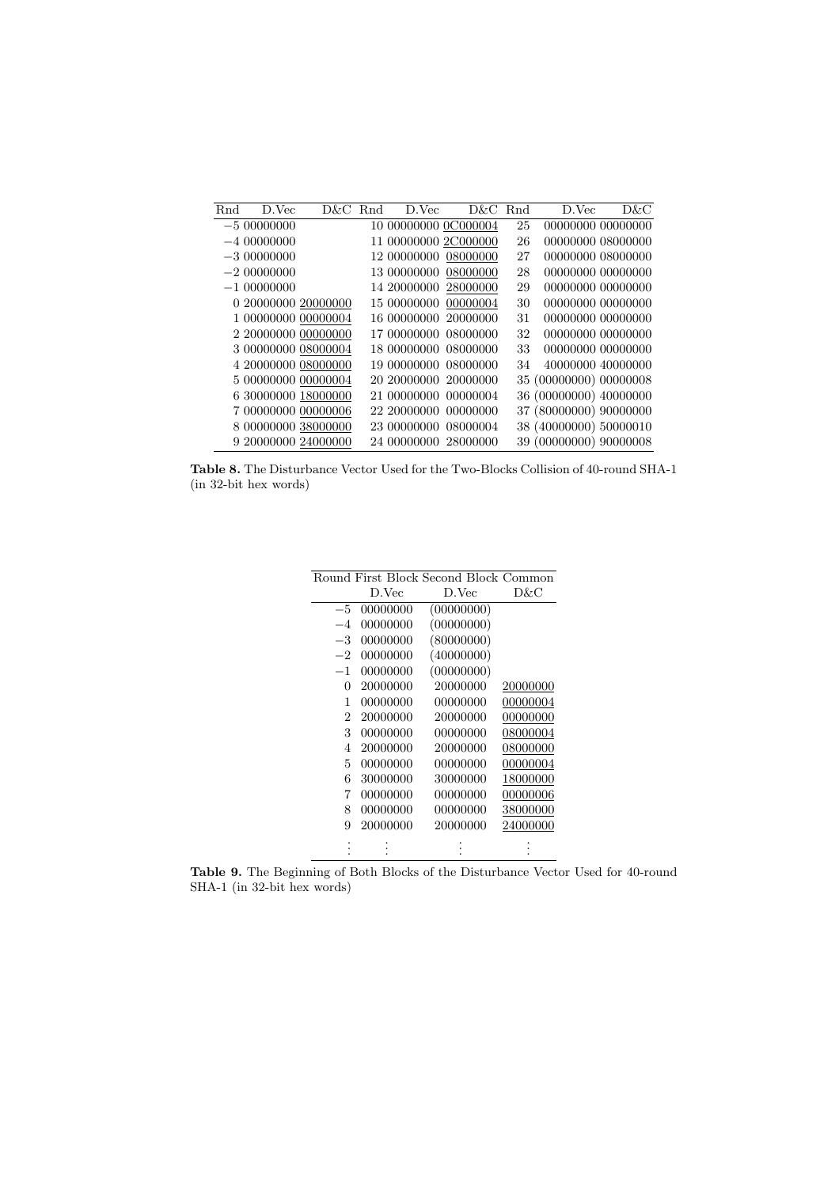| Rnd | D.Vec | D&C | Rnd | D.Vec | D&C | Rnd | D.Vec | D&C |
|---|---|---|---|---|---|---|---|---|
| −5 | 00000000 | | 10 | 00000000 | 0C000004 | 25 | 00000000 | 00000000 |
| −4 | 00000000 | | 11 | 00000000 | 2C000000 | 26 | 00000000 | 08000000 |
| −3 | 00000000 | | 12 | 00000000 | 08000000 | 27 | 00000000 | 08000000 |
| −2 | 00000000 | | 13 | 00000000 | 08000000 | 28 | 00000000 | 00000000 |
| −1 | 00000000 | | 14 | 20000000 | 28000000 | 29 | 00000000 | 00000000 |
| 0 | 20000000 | 20000000 | 15 | 00000000 | 00000004 | 30 | 00000000 | 00000000 |
| 1 | 00000000 | 00000004 | 16 | 00000000 | 20000000 | 31 | 00000000 | 00000000 |
| 2 | 20000000 | 00000000 | 17 | 00000000 | 08000000 | 32 | 00000000 | 00000000 |
| 3 | 00000000 | 08000004 | 18 | 00000000 | 08000000 | 33 | 00000000 | 00000000 |
| 4 | 20000000 | 08000000 | 19 | 00000000 | 08000000 | 34 | 40000000 | 40000000 |
| 5 | 00000000 | 00000004 | 20 | 20000000 | 20000000 | 35 | (00000000) | 00000008 |
| 6 | 30000000 | 18000000 | 21 | 00000000 | 00000004 | 36 | (00000000) | 40000000 |
| 7 | 00000000 | 00000006 | 22 | 20000000 | 00000000 | 37 | (80000000) | 90000000 |
| 8 | 00000000 | 38000000 | 23 | 00000000 | 08000004 | 38 | (40000000) | 50000010 |
| 9 | 20000000 | 24000000 | 24 | 00000000 | 28000000 | 39 | (00000000) | 90000008 |

**Table 8.** The Disturbance Vector Used for the Two-Blocks Collision of 40-round SHA-1 (in 32-bit hex words)

| Round | First Block D.Vec | Second Block D.Vec | Common D&C |
|---|---|---|---|
| −5 | 00000000 | (00000000) | |
| −4 | 00000000 | (00000000) | |
| −3 | 00000000 | (80000000) | |
| −2 | 00000000 | (40000000) | |
| −1 | 00000000 | (00000000) | |
| 0 | 20000000 | 20000000 | 20000000 |
| 1 | 00000000 | 00000000 | 00000004 |
| 2 | 20000000 | 20000000 | 00000000 |
| 3 | 00000000 | 00000000 | 08000004 |
| 4 | 20000000 | 20000000 | 08000000 |
| 5 | 00000000 | 00000000 | 00000004 |
| 6 | 30000000 | 30000000 | 18000000 |
| 7 | 00000000 | 00000000 | 00000006 |
| 8 | 00000000 | 00000000 | 38000000 |
| 9 | 20000000 | 20000000 | 24000000 |
| ⋮ | ⋮ | ⋮ | ⋮ |

**Table 9.** The Beginning of Both Blocks of the Disturbance Vector Used for 40-round SHA-1 (in 32-bit hex words)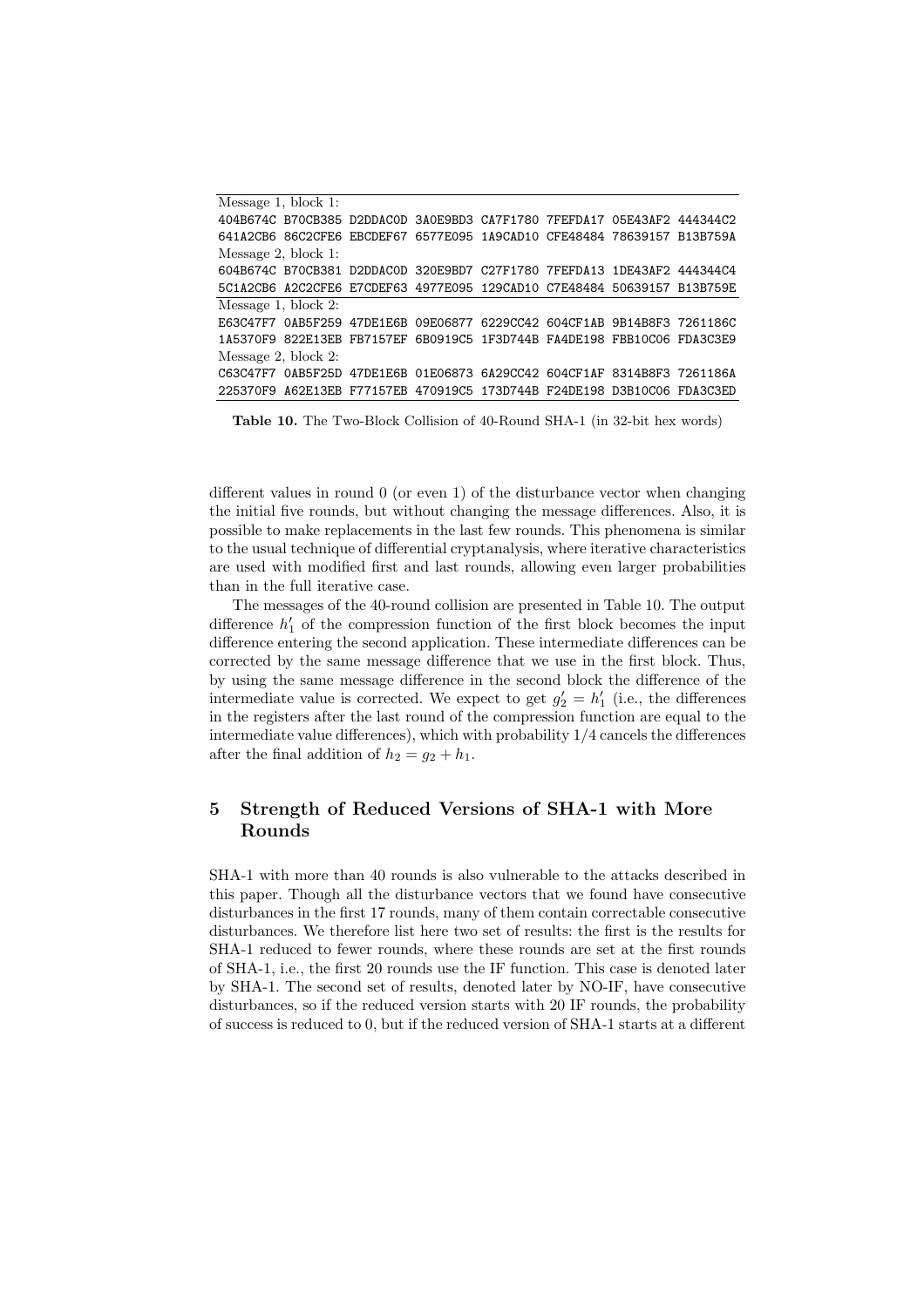| Message 1, block 1: | | | | | | | |
|---|---|---|---|---|---|---|---|
| 404B674C | B70CB385 | D2DDAC0D | 3A0E9BD3 | CA7F1780 | 7FEFDA17 | 05E43AF2 | 444344C2 |
| 641A2CB6 | 86C2CFE6 | EBCDEF67 | 6577E095 | 1A9CAD10 | CFE48484 | 78639157 | B13B759A |
| Message 2, block 1: | | | | | | | |
| 604B674C | B70CB381 | D2DDAC0D | 320E9BD7 | C27F1780 | 7FEFDA13 | 1DE43AF2 | 444344C4 |
| 5C1A2CB6 | A2C2CFE6 | E7CDEF63 | 4977E095 | 129CAD10 | C7E48484 | 50639157 | B13B759E |
| Message 1, block 2: | | | | | | | |
| E63C47F7 | 0AB5F259 | 47DE1E6B | 09E06877 | 6229CC42 | 604CF1AB | 9B14B8F3 | 7261186C |
| 1A5370F9 | 822E13EB | FB7157EF | 6B0919C5 | 1F3D744B | FA4DE198 | FBB10C06 | FDA3C3E9 |
| Message 2, block 2: | | | | | | | |
| C63C47F7 | 0AB5F25D | 47DE1E6B | 01E06873 | 6A29CC42 | 604CF1AF | 8314B8F3 | 7261186A |
| 225370F9 | A62E13EB | F77157EB | 470919C5 | 173D744B | F24DE198 | D3B10C06 | FDA3C3ED |

**Table 10.** The Two-Block Collision of 40-Round SHA-1 (in 32-bit hex words)

different values in round 0 (or even 1) of the disturbance vector when changing the initial five rounds, but without changing the message differences. Also, it is possible to make replacements in the last few rounds. This phenomena is similar to the usual technique of differential cryptanalysis, where iterative characteristics are used with modified first and last rounds, allowing even larger probabilities than in the full iterative case.

The messages of the 40-round collision are presented in Table 10. The output difference $h'_1$ of the compression function of the first block becomes the input difference entering the second application. These intermediate differences can be corrected by the same message difference that we use in the first block. Thus, by using the same message difference in the second block the difference of the intermediate value is corrected. We expect to get $g'_2 = h'_1$ (i.e., the differences in the registers after the last round of the compression function are equal to the intermediate value differences), which with probability $1/4$ cancels the differences after the final addition of $h_2 = g_2 + h_1$.

## 5 Strength of Reduced Versions of SHA-1 with More Rounds

SHA-1 with more than 40 rounds is also vulnerable to the attacks described in this paper. Though all the disturbance vectors that we found have consecutive disturbances in the first 17 rounds, many of them contain correctable consecutive disturbances. We therefore list here two set of results: the first is the results for SHA-1 reduced to fewer rounds, where these rounds are set at the first rounds of SHA-1, i.e., the first 20 rounds use the IF function. This case is denoted later by SHA-1. The second set of results, denoted later by NO-IF, have consecutive disturbances, so if the reduced version starts with 20 IF rounds, the probability of success is reduced to 0, but if the reduced version of SHA-1 starts at a different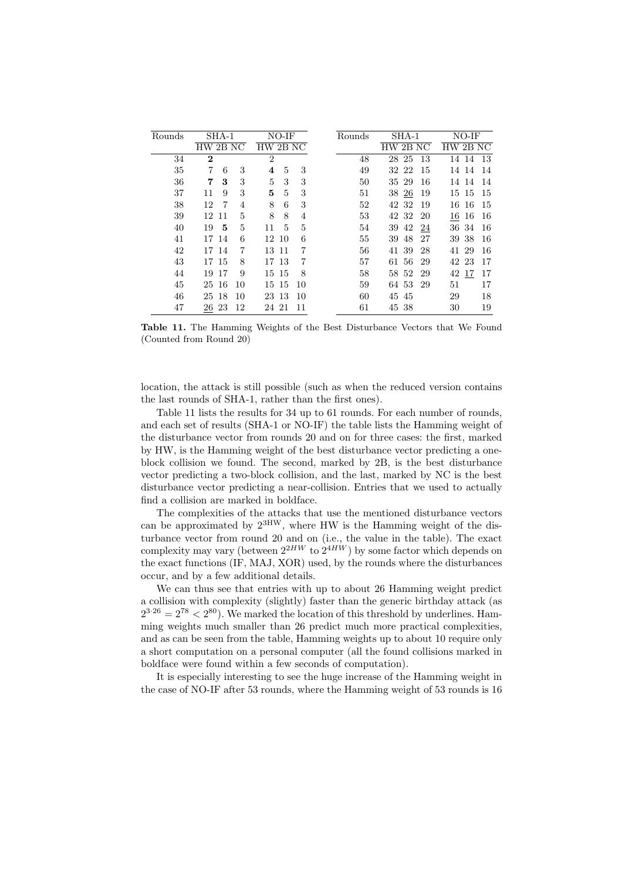| Rounds | SHA-1 | | | NO-IF | | | Rounds | SHA-1 | | | NO-IF | | |
|---|---|---|---|---|---|---|---|---|---|---|---|---|---|
| | HW | 2B | NC | HW | 2B | NC | | HW | 2B | NC | HW | 2B | NC |
| 34 | **2** | | | 2 | | | 48 | 28 | 25 | 13 | 14 | 14 | 13 |
| 35 | 7 | 6 | 3 | **4** | 5 | 3 | 49 | 32 | 22 | 15 | 14 | 14 | 14 |
| 36 | **7** | **3** | 3 | 5 | 3 | 3 | 50 | 35 | 29 | 16 | 14 | 14 | 14 |
| 37 | 11 | 9 | 3 | **5** | 5 | 3 | 51 | 38 | <u>26</u> | 19 | 15 | 15 | 15 |
| 38 | 12 | 7 | 4 | 8 | 6 | 3 | 52 | 42 | 32 | 19 | 16 | 16 | 15 |
| 39 | 12 | 11 | 5 | 8 | 8 | 4 | 53 | 42 | 32 | 20 | <u>16</u> | 16 | 16 |
| 40 | 19 | **5** | 5 | 11 | 5 | 5 | 54 | 39 | 42 | <u>24</u> | 36 | 34 | 16 |
| 41 | 17 | 14 | 6 | 12 | 10 | 6 | 55 | 39 | 48 | 27 | 39 | 38 | 16 |
| 42 | 17 | 14 | 7 | 13 | 11 | 7 | 56 | 41 | 39 | 28 | 41 | 29 | 16 |
| 43 | 17 | 15 | 8 | 17 | 13 | 7 | 57 | 61 | 56 | 29 | 42 | 23 | 17 |
| 44 | 19 | 17 | 9 | 15 | 15 | 8 | 58 | 58 | 52 | 29 | 42 | <u>17</u> | 17 |
| 45 | 25 | 16 | 10 | 15 | 15 | 10 | 59 | 64 | 53 | 29 | 51 | | 17 |
| 46 | 25 | 18 | 10 | 23 | 13 | 10 | 60 | 45 | 45 | | 29 | | 18 |
| 47 | <u>26</u> | 23 | 12 | 24 | 21 | 11 | 61 | 45 | 38 | | 30 | | 19 |

**Table 11.** The Hamming Weights of the Best Disturbance Vectors that We Found (Counted from Round 20)

location, the attack is still possible (such as when the reduced version contains the last rounds of SHA-1, rather than the first ones).

Table 11 lists the results for 34 up to 61 rounds. For each number of rounds, and each set of results (SHA-1 or NO-IF) the table lists the Hamming weight of the disturbance vector from rounds 20 and on for three cases: the first, marked by HW, is the Hamming weight of the best disturbance vector predicting a one-block collision we found. The second, marked by 2B, is the best disturbance vector predicting a two-block collision, and the last, marked by NC is the best disturbance vector predicting a near-collision. Entries that we used to actually find a collision are marked in boldface.

The complexities of the attacks that use the mentioned disturbance vectors can be approximated by $2^{3\mathrm{HW}}$, where HW is the Hamming weight of the disturbance vector from round 20 and on (i.e., the value in the table). The exact complexity may vary (between $2^{2HW}$ to $2^{4HW}$) by some factor which depends on the exact functions (IF, MAJ, XOR) used, by the rounds where the disturbances occur, and by a few additional details.

We can thus see that entries with up to about 26 Hamming weight predict a collision with complexity (slightly) faster than the generic birthday attack (as $2^{3\cdot 26} = 2^{78} < 2^{80}$). We marked the location of this threshold by underlines. Hamming weights much smaller than 26 predict much more practical complexities, and as can be seen from the table, Hamming weights up to about 10 require only a short computation on a personal computer (all the found collisions marked in boldface were found within a few seconds of computation).

It is especially interesting to see the huge increase of the Hamming weight in the case of NO-IF after 53 rounds, where the Hamming weight of 53 rounds is 16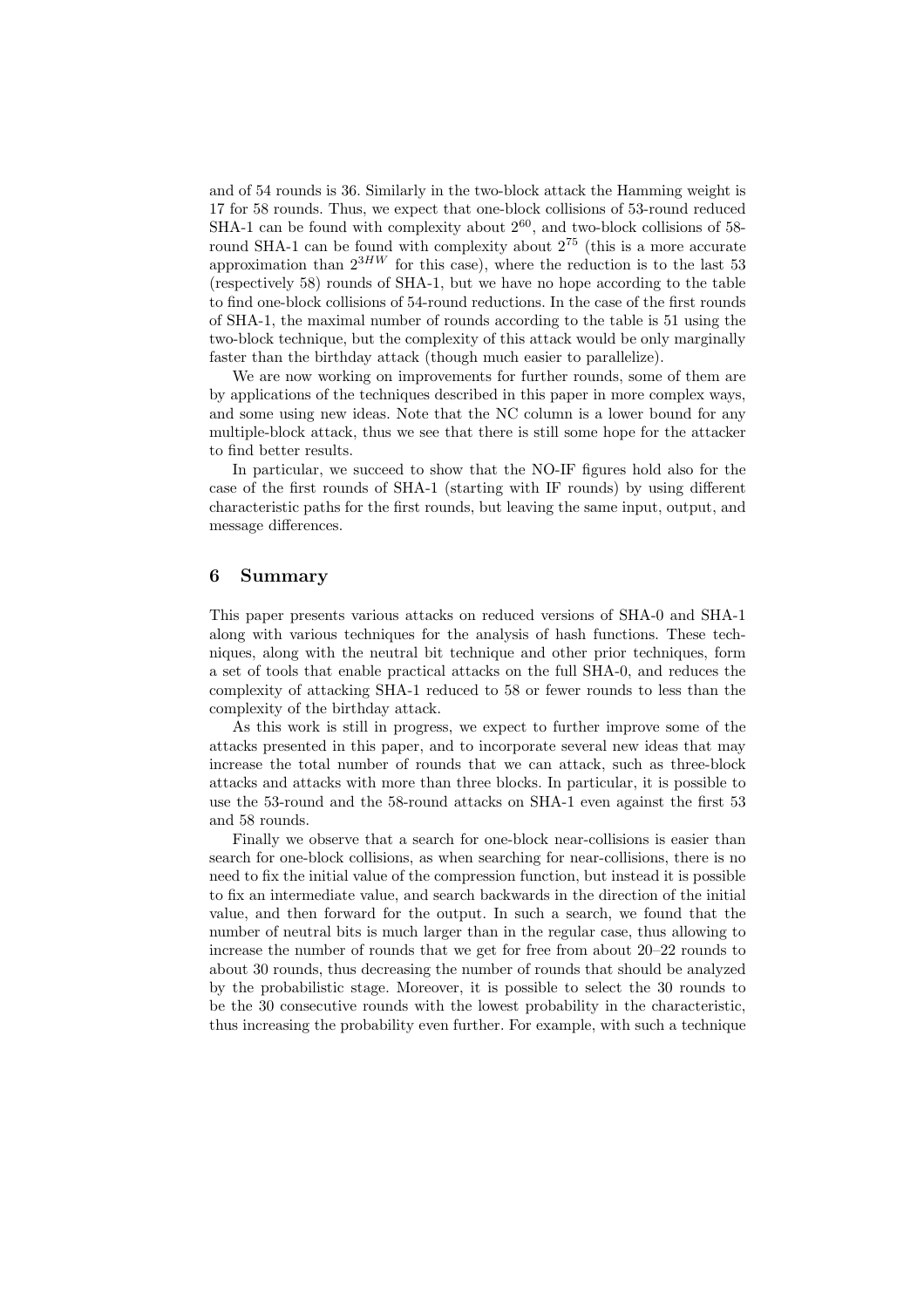and of 54 rounds is 36. Similarly in the two-block attack the Hamming weight is 17 for 58 rounds. Thus, we expect that one-block collisions of 53-round reduced SHA-1 can be found with complexity about $2^{60}$, and two-block collisions of 58-round SHA-1 can be found with complexity about $2^{75}$ (this is a more accurate approximation than $2^{3HW}$ for this case), where the reduction is to the last 53 (respectively 58) rounds of SHA-1, but we have no hope according to the table to find one-block collisions of 54-round reductions. In the case of the first rounds of SHA-1, the maximal number of rounds according to the table is 51 using the two-block technique, but the complexity of this attack would be only marginally faster than the birthday attack (though much easier to parallelize).

We are now working on improvements for further rounds, some of them are by applications of the techniques described in this paper in more complex ways, and some using new ideas. Note that the NC column is a lower bound for any multiple-block attack, thus we see that there is still some hope for the attacker to find better results.

In particular, we succeed to show that the NO-IF figures hold also for the case of the first rounds of SHA-1 (starting with IF rounds) by using different characteristic paths for the first rounds, but leaving the same input, output, and message differences.

## 6 Summary

This paper presents various attacks on reduced versions of SHA-0 and SHA-1 along with various techniques for the analysis of hash functions. These techniques, along with the neutral bit technique and other prior techniques, form a set of tools that enable practical attacks on the full SHA-0, and reduces the complexity of attacking SHA-1 reduced to 58 or fewer rounds to less than the complexity of the birthday attack.

As this work is still in progress, we expect to further improve some of the attacks presented in this paper, and to incorporate several new ideas that may increase the total number of rounds that we can attack, such as three-block attacks and attacks with more than three blocks. In particular, it is possible to use the 53-round and the 58-round attacks on SHA-1 even against the first 53 and 58 rounds.

Finally we observe that a search for one-block near-collisions is easier than search for one-block collisions, as when searching for near-collisions, there is no need to fix the initial value of the compression function, but instead it is possible to fix an intermediate value, and search backwards in the direction of the initial value, and then forward for the output. In such a search, we found that the number of neutral bits is much larger than in the regular case, thus allowing to increase the number of rounds that we get for free from about 20–22 rounds to about 30 rounds, thus decreasing the number of rounds that should be analyzed by the probabilistic stage. Moreover, it is possible to select the 30 rounds to be the 30 consecutive rounds with the lowest probability in the characteristic, thus increasing the probability even further. For example, with such a technique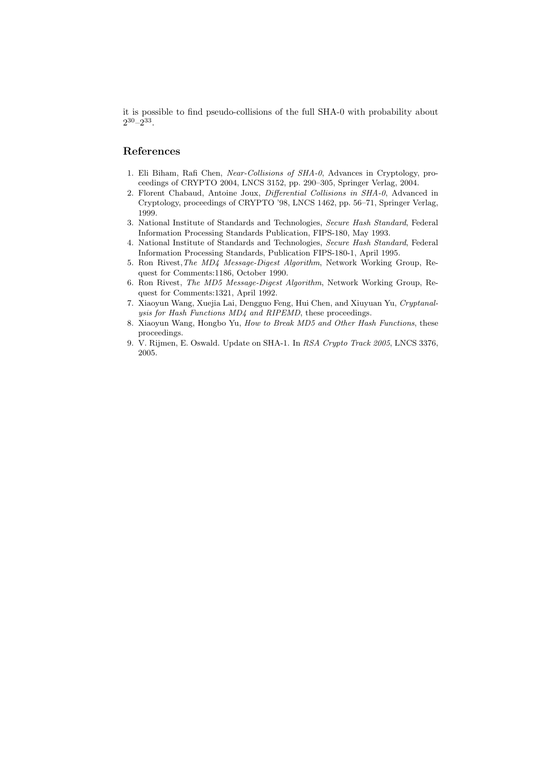it is possible to find pseudo-collisions of the full SHA-0 with probability about $2^{30}$–$2^{33}$.

## References

1. Eli Biham, Rafi Chen, *Near-Collisions of SHA-0*, Advances in Cryptology, proceedings of CRYPTO 2004, LNCS 3152, pp. 290–305, Springer Verlag, 2004.
2. Florent Chabaud, Antoine Joux, *Differential Collisions in SHA-0*, Advanced in Cryptology, proceedings of CRYPTO '98, LNCS 1462, pp. 56–71, Springer Verlag, 1999.
3. National Institute of Standards and Technologies, *Secure Hash Standard*, Federal Information Processing Standards Publication, FIPS-180, May 1993.
4. National Institute of Standards and Technologies, *Secure Hash Standard*, Federal Information Processing Standards, Publication FIPS-180-1, April 1995.
5. Ron Rivest, *The MD4 Message-Digest Algorithm*, Network Working Group, Request for Comments:1186, October 1990.
6. Ron Rivest, *The MD5 Message-Digest Algorithm*, Network Working Group, Request for Comments:1321, April 1992.
7. Xiaoyun Wang, Xuejia Lai, Dengguo Feng, Hui Chen, and Xiuyuan Yu, *Cryptanalysis for Hash Functions MD4 and RIPEMD*, these proceedings.
8. Xiaoyun Wang, Hongbo Yu, *How to Break MD5 and Other Hash Functions*, these proceedings.
9. V. Rijmen, E. Oswald. Update on SHA-1. In *RSA Crypto Track 2005*, LNCS 3376, 2005.